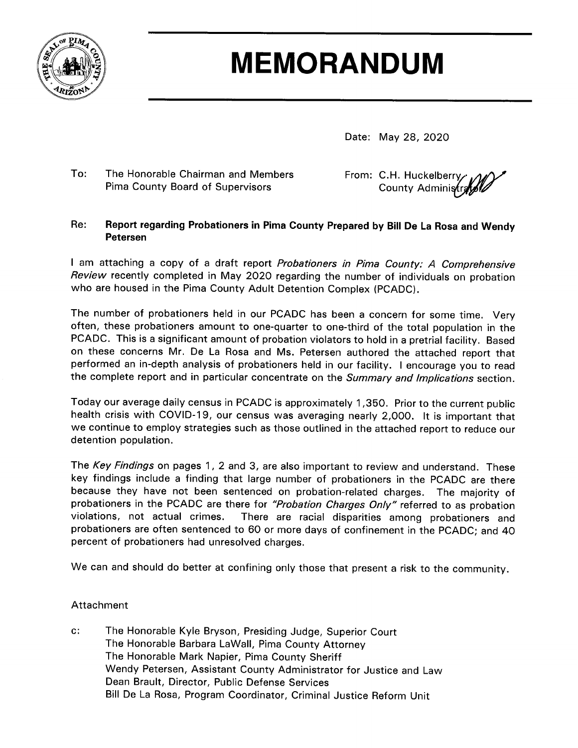# MEMORANDUM

Date: May 28, 2020

To: The Honorable Chairman and Members Pima County Board of Supervisors

From: C.H. Huckelberry County Administrator

**Re: Report regarding Probationers in Pima County Prepared by Bill De La Rosa and Wendy Petersen**

I am attaching a copy of a draft report *Probationers in Pima County: A Comprehensive Review* recently completed in May 2020 regarding the number of individuals on probation who are housed in the Pima County Adult Detention Complex (PCADC).

The number of probationers held in our PCADC has been a concern for some time. Very often, these probationers amount to one-quarter to one-third of the total population in the PCADC. This is a significant amount of probation violators to hold in a pretrial facility. Based on these concerns Mr. De La Rosa and Ms. Petersen authored the attached report that performed an in-depth analysis of probationers held in our facility. I encourage you to read the complete report and in particular concentrate on the *Summary and Implications* section.

Today our average daily census in PCADC is approximately 1,350. Prior to the current public health crisis with COVID-19, our census was averaging nearly 2,000. It is important that we continue to employ strategies such as those outlined in the attached report to reduce our detention population.

The *Key Findings* on pages 1, 2 and 3, are also important to review and understand. These key findings include a finding that large number of probationers in the PCADC are there because they have not been sentenced on probation-related charges. The majority of probationers in the PCADC are there for *"Probation Charges Only"* referred to as probation violations, not actual crimes. There are racial disparities among probationers and probationers are often sentenced to 60 or more days of confinement in the PCADC; and 40 percent of probationers had unresolved charges.

We can and should do better at confining only those that present a risk to the community.

Attachment

c: The Honorable Kyle Bryson, Presiding Judge, Superior Court
The Honorable Barbara LaWall, Pima County Attorney
The Honorable Mark Napier, Pima County Sheriff
Wendy Petersen, Assistant County Administrator for Justice and Law
Dean Brault, Director, Public Defense Services
Bill De La Rosa, Program Coordinator, Criminal Justice Reform Unit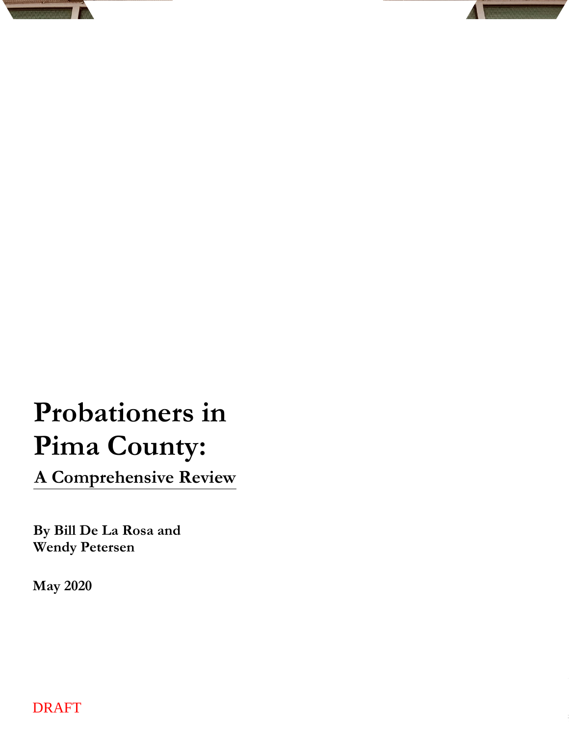# Probationers in Pima County:

## A Comprehensive Review

**By Bill De La Rosa and Wendy Petersen**

**May 2020**

DRAFT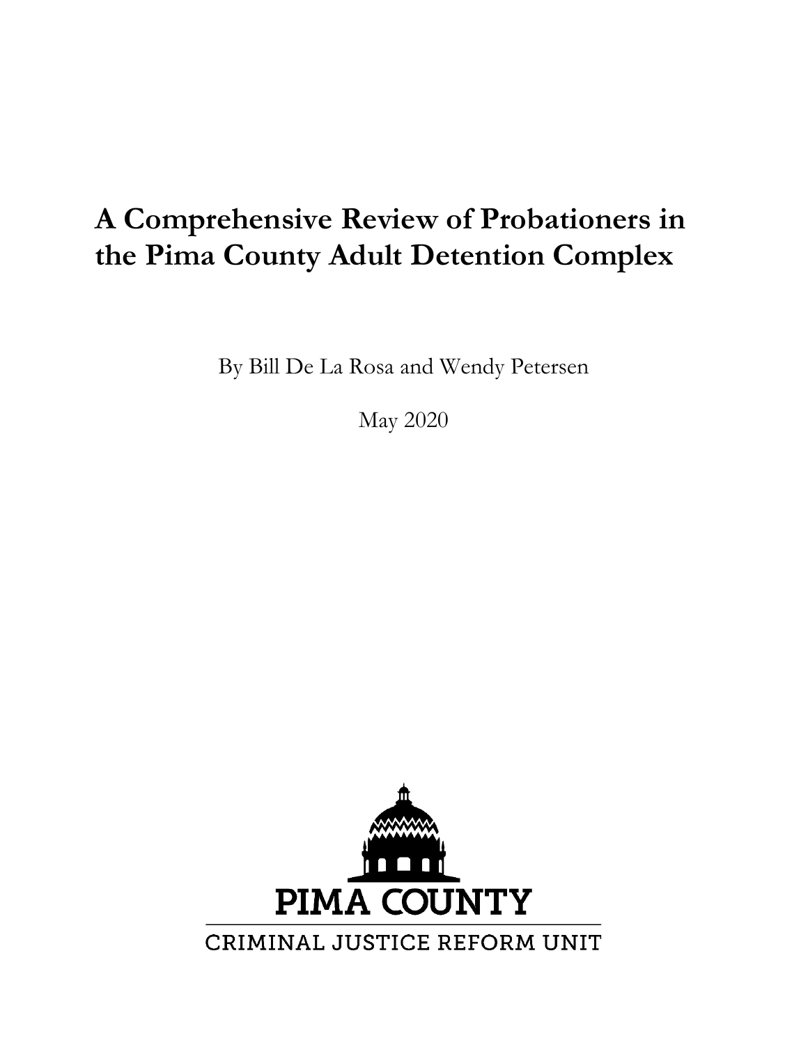# A Comprehensive Review of Probationers in the Pima County Adult Detention Complex

By Bill De La Rosa and Wendy Petersen

May 2020

PIMA COUNTY

CRIMINAL JUSTICE REFORM UNIT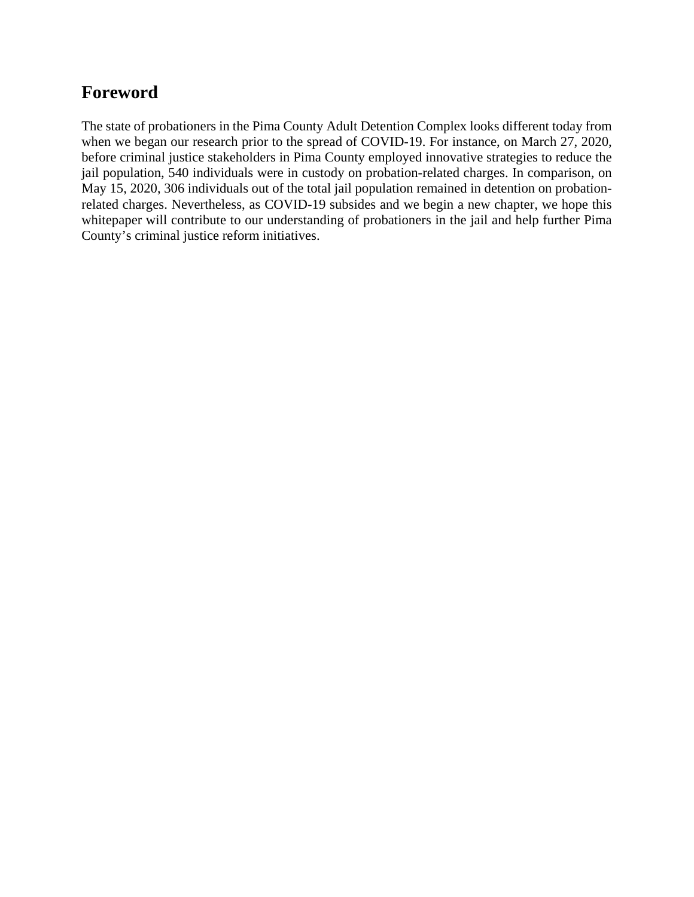## Foreword

The state of probationers in the Pima County Adult Detention Complex looks different today from when we began our research prior to the spread of COVID-19. For instance, on March 27, 2020, before criminal justice stakeholders in Pima County employed innovative strategies to reduce the jail population, 540 individuals were in custody on probation-related charges. In comparison, on May 15, 2020, 306 individuals out of the total jail population remained in detention on probation-related charges. Nevertheless, as COVID-19 subsides and we begin a new chapter, we hope this whitepaper will contribute to our understanding of probationers in the jail and help further Pima County's criminal justice reform initiatives.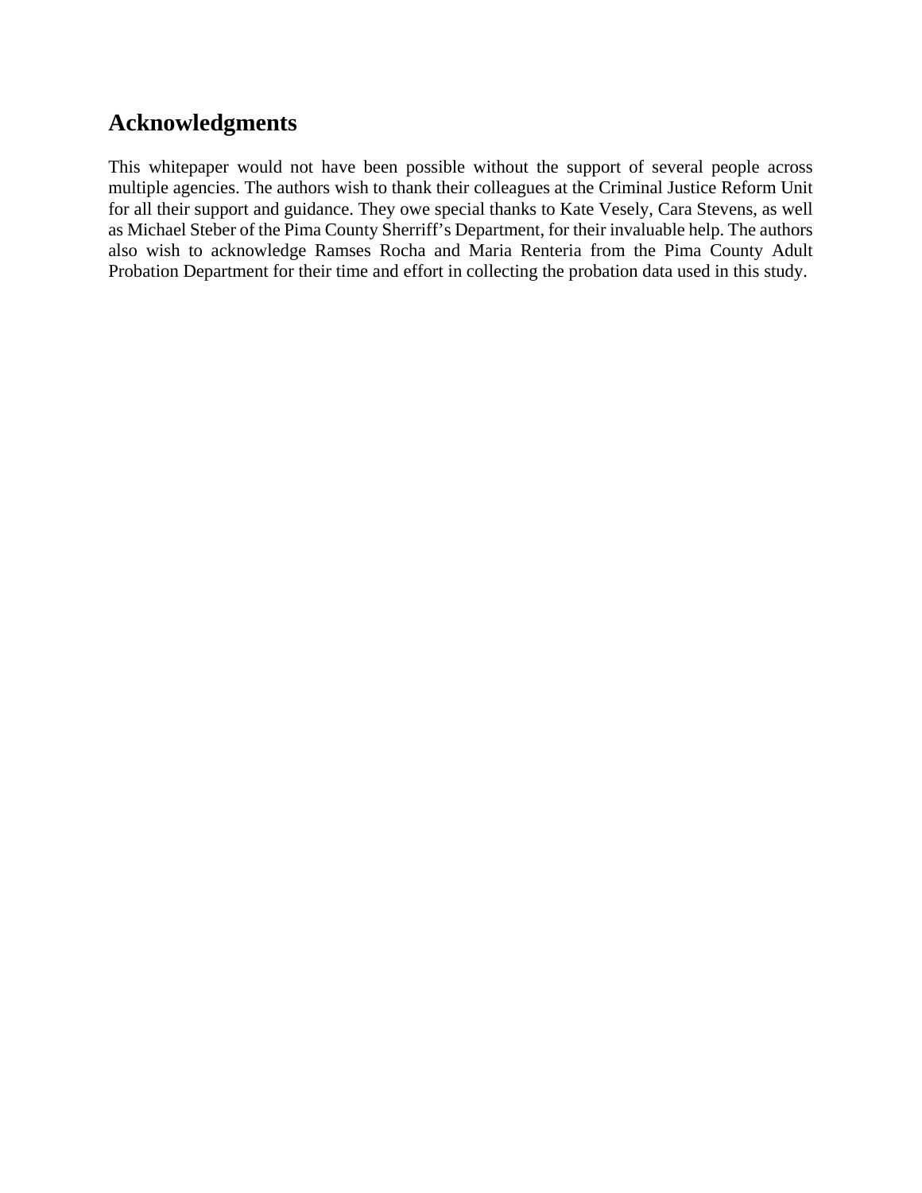## Acknowledgments

This whitepaper would not have been possible without the support of several people across multiple agencies. The authors wish to thank their colleagues at the Criminal Justice Reform Unit for all their support and guidance. They owe special thanks to Kate Vesely, Cara Stevens, as well as Michael Steber of the Pima County Sherriff's Department, for their invaluable help. The authors also wish to acknowledge Ramses Rocha and Maria Renteria from the Pima County Adult Probation Department for their time and effort in collecting the probation data used in this study.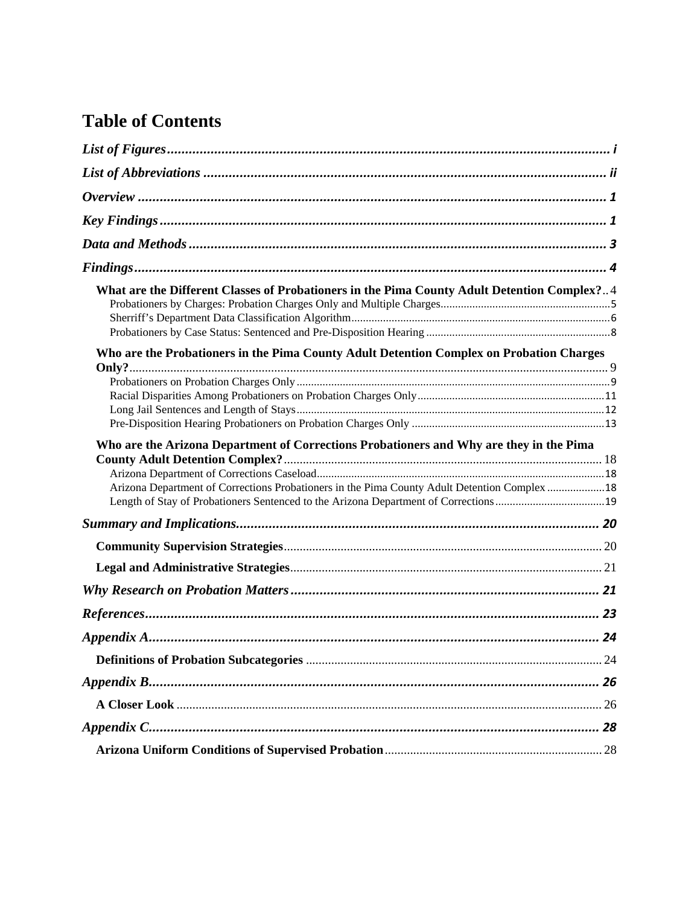# Table of Contents

*List of Figures* ........................................................................................................ i

*List of Abbreviations* ............................................................................................. ii

*Overview* ............................................................................................................... 1

*Key Findings* ......................................................................................................... 1

*Data and Methods* ................................................................................................. 3

*Findings* ................................................................................................................ 4

**What are the Different Classes of Probationers in the Pima County Adult Detention Complex?** .. 4

Probationers by Charges: Probation Charges Only and Multiple Charges .......................................... 5

Sherriff's Department Data Classification Algorithm ......................................................................... 6

Probationers by Case Status: Sentenced and Pre-Disposition Hearing ............................................... 8

**Who are the Probationers in the Pima County Adult Detention Complex on Probation Charges Only?** ........................................................................................................................................ 9

Probationers on Probation Charges Only ............................................................................................ 9

Racial Disparities Among Probationers on Probation Charges Only ................................................ 11

Long Jail Sentences and Length of Stays .......................................................................................... 12

Pre-Disposition Hearing Probationers on Probation Charges Only .................................................. 13

**Who are the Arizona Department of Corrections Probationers and Why are they in the Pima County Adult Detention Complex?** ..................................................................................... 18

Arizona Department of Corrections Caseload ................................................................................... 18

Arizona Department of Corrections Probationers in the Pima County Adult Detention Complex .................... 18

Length of Stay of Probationers Sentenced to the Arizona Department of Corrections ...................... 19

*Summary and Implications* .................................................................................... 20

**Community Supervision Strategies** ..................................................................................... 20

**Legal and Administrative Strategies** ................................................................................... 21

*Why Research on Probation Matters* ..................................................................... 21

*References* ............................................................................................................ 23

*Appendix A* ........................................................................................................... 24

**Definitions of Probation Subcategories** .............................................................................. 24

*Appendix B* ........................................................................................................... 26

**A Closer Look** ....................................................................................................................... 26

*Appendix C* ........................................................................................................... 28

**Arizona Uniform Conditions of Supervised Probation** ...................................................... 28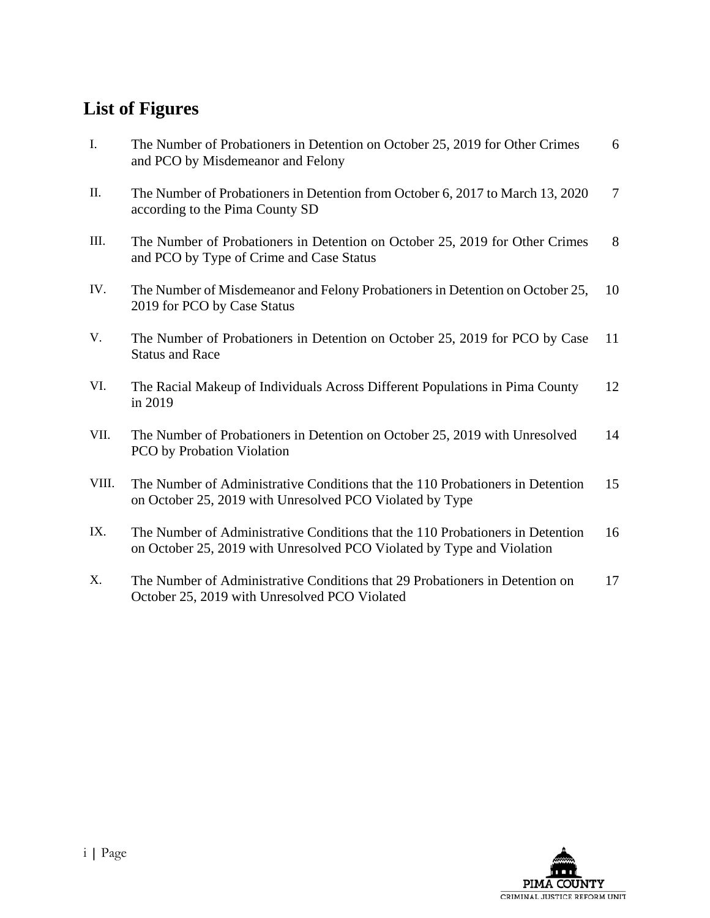## List of Figures

| | | |
|---|---|---|
| I. | The Number of Probationers in Detention on October 25, 2019 for Other Crimes and PCO by Misdemeanor and Felony | 6 |
| II. | The Number of Probationers in Detention from October 6, 2017 to March 13, 2020 according to the Pima County SD | 7 |
| III. | The Number of Probationers in Detention on October 25, 2019 for Other Crimes and PCO by Type of Crime and Case Status | 8 |
| IV. | The Number of Misdemeanor and Felony Probationers in Detention on October 25, 2019 for PCO by Case Status | 10 |
| V. | The Number of Probationers in Detention on October 25, 2019 for PCO by Case Status and Race | 11 |
| VI. | The Racial Makeup of Individuals Across Different Populations in Pima County in 2019 | 12 |
| VII. | The Number of Probationers in Detention on October 25, 2019 with Unresolved PCO by Probation Violation | 14 |
| VIII. | The Number of Administrative Conditions that the 110 Probationers in Detention on October 25, 2019 with Unresolved PCO Violated by Type | 15 |
| IX. | The Number of Administrative Conditions that the 110 Probationers in Detention on October 25, 2019 with Unresolved PCO Violated by Type and Violation | 16 |
| X. | The Number of Administrative Conditions that 29 Probationers in Detention on October 25, 2019 with Unresolved PCO Violated | 17 |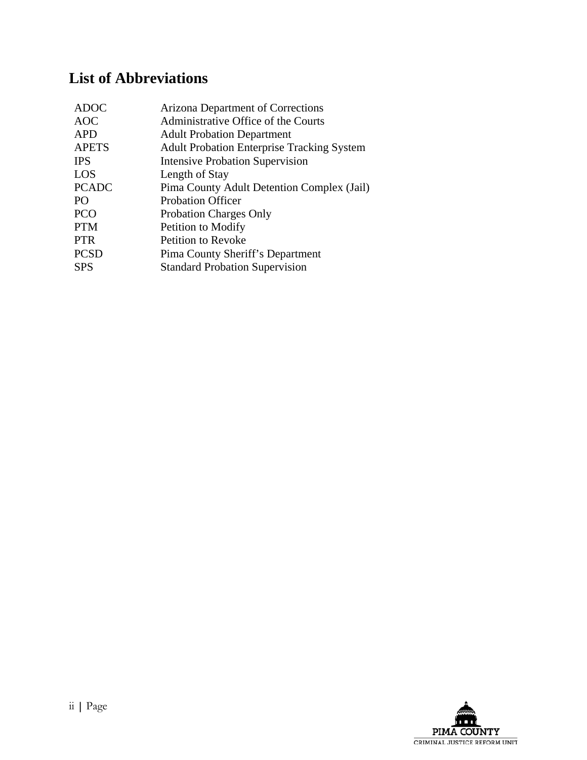## List of Abbreviations

| | |
|---|---|
| ADOC | Arizona Department of Corrections |
| AOC | Administrative Office of the Courts |
| APD | Adult Probation Department |
| APETS | Adult Probation Enterprise Tracking System |
| IPS | Intensive Probation Supervision |
| LOS | Length of Stay |
| PCADC | Pima County Adult Detention Complex (Jail) |
| PO | Probation Officer |
| PCO | Probation Charges Only |
| PTM | Petition to Modify |
| PTR | Petition to Revoke |
| PCSD | Pima County Sheriff's Department |
| SPS | Standard Probation Supervision |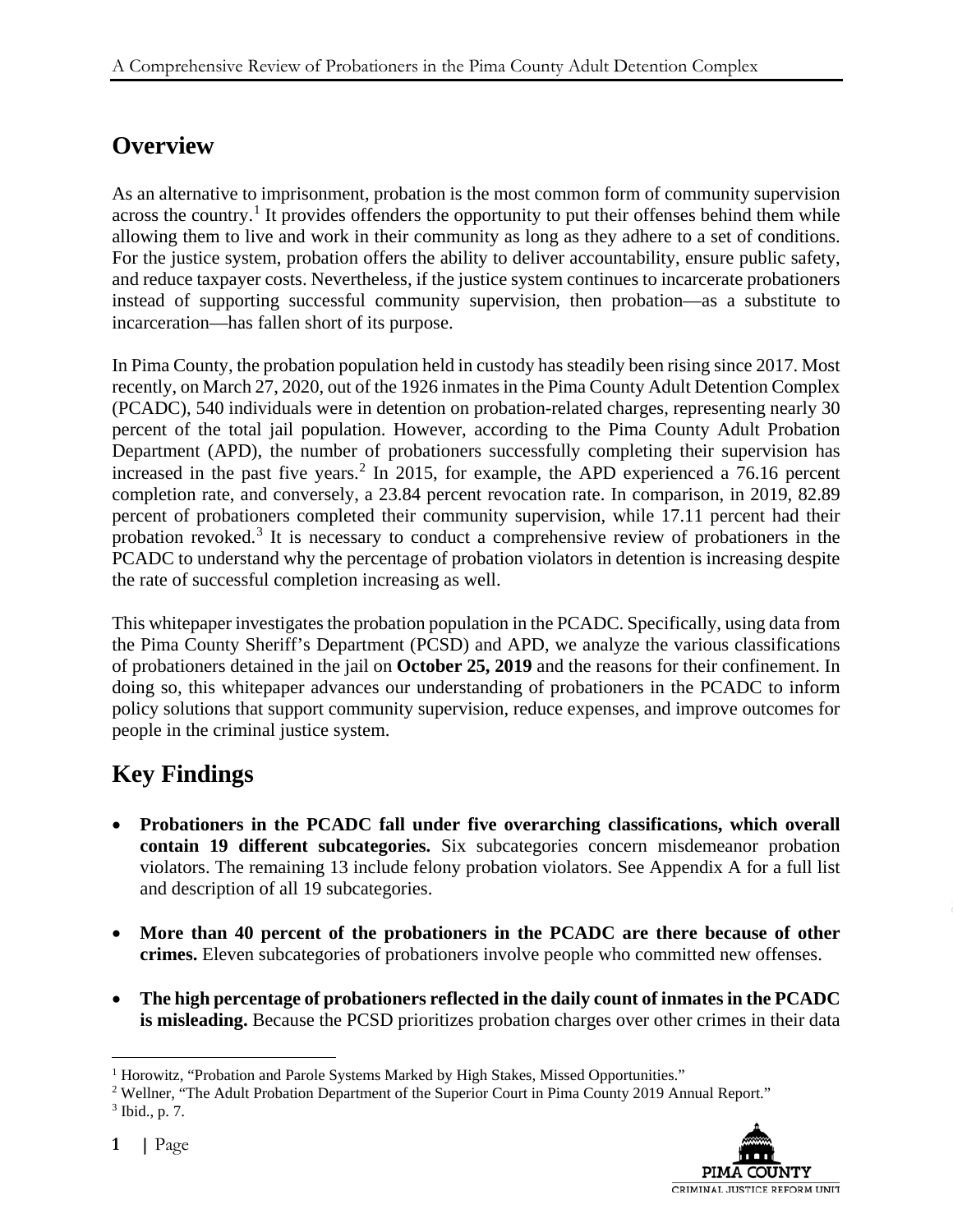## Overview

As an alternative to imprisonment, probation is the most common form of community supervision across the country.[1] It provides offenders the opportunity to put their offenses behind them while allowing them to live and work in their community as long as they adhere to a set of conditions. For the justice system, probation offers the ability to deliver accountability, ensure public safety, and reduce taxpayer costs. Nevertheless, if the justice system continues to incarcerate probationers instead of supporting successful community supervision, then probation—as a substitute to incarceration—has fallen short of its purpose.

In Pima County, the probation population held in custody has steadily been rising since 2017. Most recently, on March 27, 2020, out of the 1926 inmates in the Pima County Adult Detention Complex (PCADC), 540 individuals were in detention on probation-related charges, representing nearly 30 percent of the total jail population. However, according to the Pima County Adult Probation Department (APD), the number of probationers successfully completing their supervision has increased in the past five years.[2] In 2015, for example, the APD experienced a 76.16 percent completion rate, and conversely, a 23.84 percent revocation rate. In comparison, in 2019, 82.89 percent of probationers completed their community supervision, while 17.11 percent had their probation revoked.[3] It is necessary to conduct a comprehensive review of probationers in the PCADC to understand why the percentage of probation violators in detention is increasing despite the rate of successful completion increasing as well.

This whitepaper investigates the probation population in the PCADC. Specifically, using data from the Pima County Sheriff's Department (PCSD) and APD, we analyze the various classifications of probationers detained in the jail on **October 25, 2019** and the reasons for their confinement. In doing so, this whitepaper advances our understanding of probationers in the PCADC to inform policy solutions that support community supervision, reduce expenses, and improve outcomes for people in the criminal justice system.

## Key Findings

- **Probationers in the PCADC fall under five overarching classifications, which overall contain 19 different subcategories.** Six subcategories concern misdemeanor probation violators. The remaining 13 include felony probation violators. See Appendix A for a full list and description of all 19 subcategories.
- **More than 40 percent of the probationers in the PCADC are there because of other crimes.** Eleven subcategories of probationers involve people who committed new offenses.
- **The high percentage of probationers reflected in the daily count of inmates in the PCADC is misleading.** Because the PCSD prioritizes probation charges over other crimes in their data

---

[1] Horowitz, "Probation and Parole Systems Marked by High Stakes, Missed Opportunities."
[2] Wellner, "The Adult Probation Department of the Superior Court in Pima County 2019 Annual Report."
[3] Ibid., p. 7.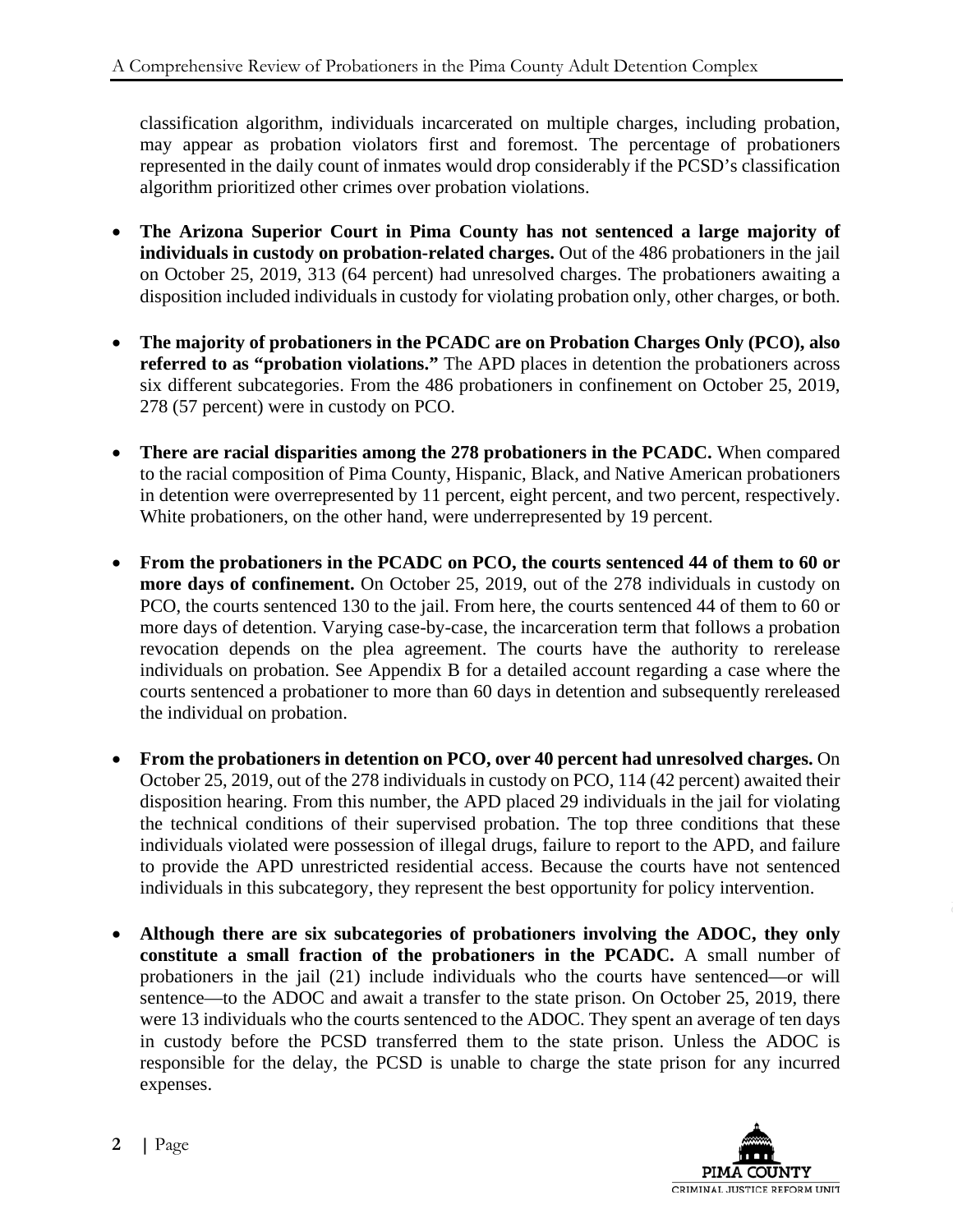classification algorithm, individuals incarcerated on multiple charges, including probation, may appear as probation violators first and foremost. The percentage of probationers represented in the daily count of inmates would drop considerably if the PCSD's classification algorithm prioritized other crimes over probation violations.

- **The Arizona Superior Court in Pima County has not sentenced a large majority of individuals in custody on probation-related charges.** Out of the 486 probationers in the jail on October 25, 2019, 313 (64 percent) had unresolved charges. The probationers awaiting a disposition included individuals in custody for violating probation only, other charges, or both.

- **The majority of probationers in the PCADC are on Probation Charges Only (PCO), also referred to as "probation violations."** The APD places in detention the probationers across six different subcategories. From the 486 probationers in confinement on October 25, 2019, 278 (57 percent) were in custody on PCO.

- **There are racial disparities among the 278 probationers in the PCADC.** When compared to the racial composition of Pima County, Hispanic, Black, and Native American probationers in detention were overrepresented by 11 percent, eight percent, and two percent, respectively. White probationers, on the other hand, were underrepresented by 19 percent.

- **From the probationers in the PCADC on PCO, the courts sentenced 44 of them to 60 or more days of confinement.** On October 25, 2019, out of the 278 individuals in custody on PCO, the courts sentenced 130 to the jail. From here, the courts sentenced 44 of them to 60 or more days of detention. Varying case-by-case, the incarceration term that follows a probation revocation depends on the plea agreement. The courts have the authority to rerelease individuals on probation. See Appendix B for a detailed account regarding a case where the courts sentenced a probationer to more than 60 days in detention and subsequently rereleased the individual on probation.

- **From the probationers in detention on PCO, over 40 percent had unresolved charges.** On October 25, 2019, out of the 278 individuals in custody on PCO, 114 (42 percent) awaited their disposition hearing. From this number, the APD placed 29 individuals in the jail for violating the technical conditions of their supervised probation. The top three conditions that these individuals violated were possession of illegal drugs, failure to report to the APD, and failure to provide the APD unrestricted residential access. Because the courts have not sentenced individuals in this subcategory, they represent the best opportunity for policy intervention.

- **Although there are six subcategories of probationers involving the ADOC, they only constitute a small fraction of the probationers in the PCADC.** A small number of probationers in the jail (21) include individuals who the courts have sentenced—or will sentence—to the ADOC and await a transfer to the state prison. On October 25, 2019, there were 13 individuals who the courts sentenced to the ADOC. They spent an average of ten days in custody before the PCSD transferred them to the state prison. Unless the ADOC is responsible for the delay, the PCSD is unable to charge the state prison for any incurred expenses.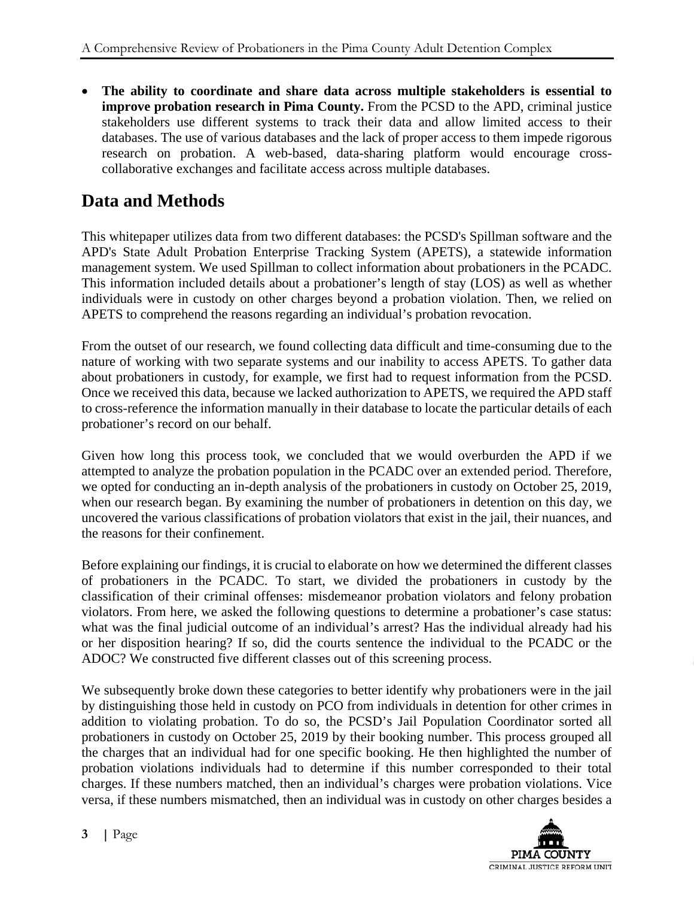- **The ability to coordinate and share data across multiple stakeholders is essential to improve probation research in Pima County.** From the PCSD to the APD, criminal justice stakeholders use different systems to track their data and allow limited access to their databases. The use of various databases and the lack of proper access to them impede rigorous research on probation. A web-based, data-sharing platform would encourage cross-collaborative exchanges and facilitate access across multiple databases.

## Data and Methods

This whitepaper utilizes data from two different databases: the PCSD's Spillman software and the APD's State Adult Probation Enterprise Tracking System (APETS), a statewide information management system. We used Spillman to collect information about probationers in the PCADC. This information included details about a probationer's length of stay (LOS) as well as whether individuals were in custody on other charges beyond a probation violation. Then, we relied on APETS to comprehend the reasons regarding an individual's probation revocation.

From the outset of our research, we found collecting data difficult and time-consuming due to the nature of working with two separate systems and our inability to access APETS. To gather data about probationers in custody, for example, we first had to request information from the PCSD. Once we received this data, because we lacked authorization to APETS, we required the APD staff to cross-reference the information manually in their database to locate the particular details of each probationer's record on our behalf.

Given how long this process took, we concluded that we would overburden the APD if we attempted to analyze the probation population in the PCADC over an extended period. Therefore, we opted for conducting an in-depth analysis of the probationers in custody on October 25, 2019, when our research began. By examining the number of probationers in detention on this day, we uncovered the various classifications of probation violators that exist in the jail, their nuances, and the reasons for their confinement.

Before explaining our findings, it is crucial to elaborate on how we determined the different classes of probationers in the PCADC. To start, we divided the probationers in custody by the classification of their criminal offenses: misdemeanor probation violators and felony probation violators. From here, we asked the following questions to determine a probationer's case status: what was the final judicial outcome of an individual's arrest? Has the individual already had his or her disposition hearing? If so, did the courts sentence the individual to the PCADC or the ADOC? We constructed five different classes out of this screening process.

We subsequently broke down these categories to better identify why probationers were in the jail by distinguishing those held in custody on PCO from individuals in detention for other crimes in addition to violating probation. To do so, the PCSD's Jail Population Coordinator sorted all probationers in custody on October 25, 2019 by their booking number. This process grouped all the charges that an individual had for one specific booking. He then highlighted the number of probation violations individuals had to determine if this number corresponded to their total charges. If these numbers matched, then an individual's charges were probation violations. Vice versa, if these numbers mismatched, then an individual was in custody on other charges besides a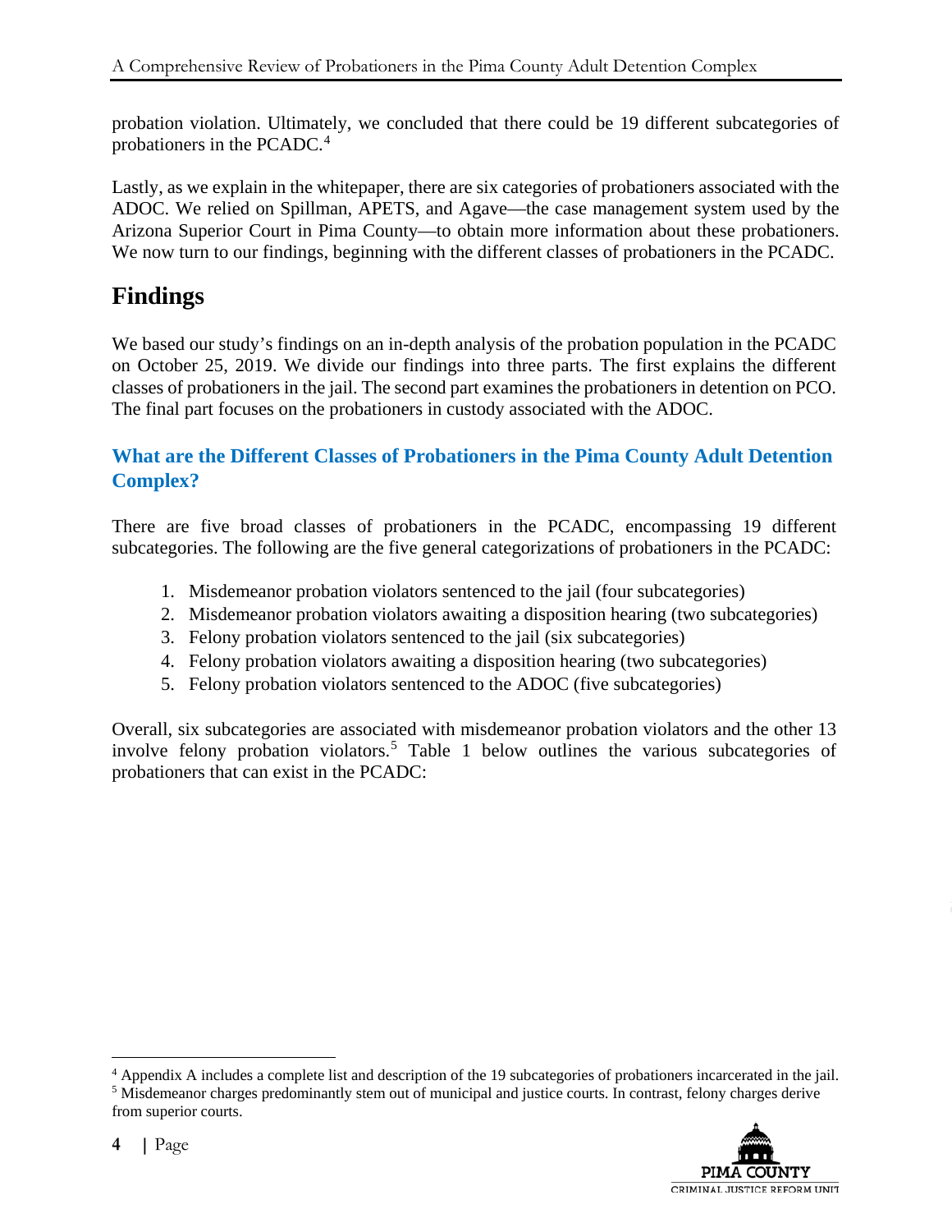probation violation. Ultimately, we concluded that there could be 19 different subcategories of probationers in the PCADC.[4]

Lastly, as we explain in the whitepaper, there are six categories of probationers associated with the ADOC. We relied on Spillman, APETS, and Agave—the case management system used by the Arizona Superior Court in Pima County—to obtain more information about these probationers. We now turn to our findings, beginning with the different classes of probationers in the PCADC.

# Findings

We based our study's findings on an in-depth analysis of the probation population in the PCADC on October 25, 2019. We divide our findings into three parts. The first explains the different classes of probationers in the jail. The second part examines the probationers in detention on PCO. The final part focuses on the probationers in custody associated with the ADOC.

## What are the Different Classes of Probationers in the Pima County Adult Detention Complex?

There are five broad classes of probationers in the PCADC, encompassing 19 different subcategories. The following are the five general categorizations of probationers in the PCADC:

1. Misdemeanor probation violators sentenced to the jail (four subcategories)
2. Misdemeanor probation violators awaiting a disposition hearing (two subcategories)
3. Felony probation violators sentenced to the jail (six subcategories)
4. Felony probation violators awaiting a disposition hearing (two subcategories)
5. Felony probation violators sentenced to the ADOC (five subcategories)

Overall, six subcategories are associated with misdemeanor probation violators and the other 13 involve felony probation violators.[5] Table 1 below outlines the various subcategories of probationers that can exist in the PCADC:

[4] Appendix A includes a complete list and description of the 19 subcategories of probationers incarcerated in the jail.

[5] Misdemeanor charges predominantly stem out of municipal and justice courts. In contrast, felony charges derive from superior courts.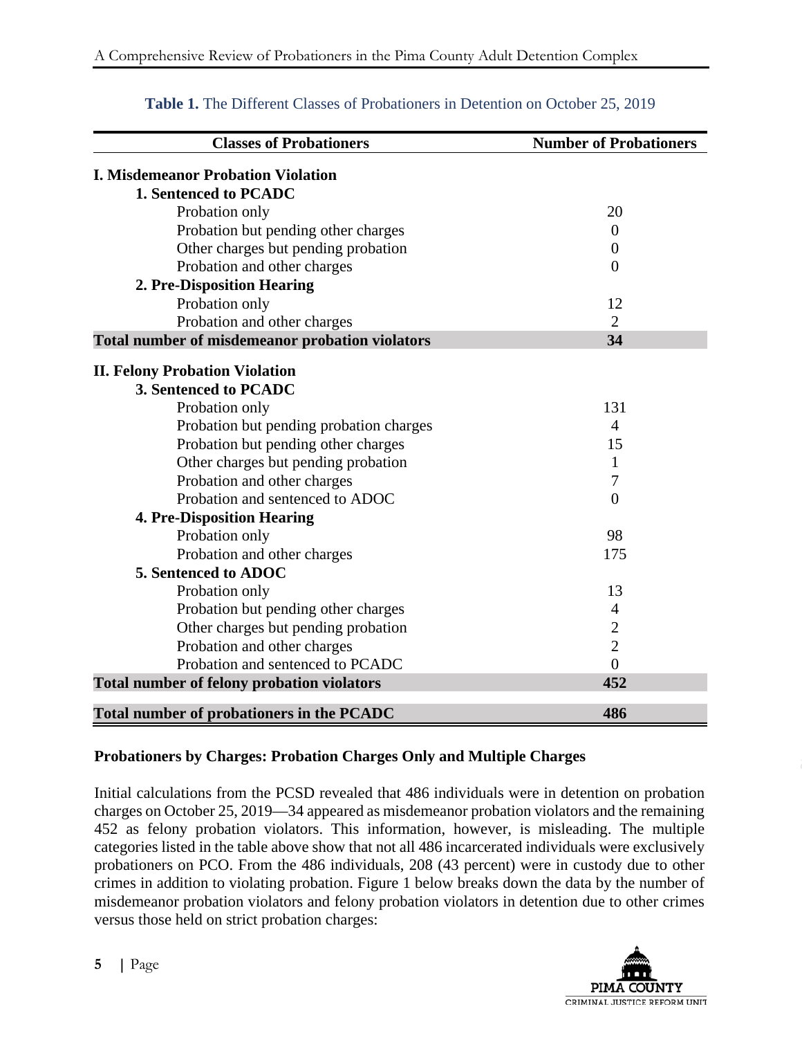**Table 1.** The Different Classes of Probationers in Detention on October 25, 2019

| Classes of Probationers | Number of Probationers |
|---|---|
| **I. Misdemeanor Probation Violation** | |
| **1. Sentenced to PCADC** | |
| Probation only | 20 |
| Probation but pending other charges | 0 |
| Other charges but pending probation | 0 |
| Probation and other charges | 0 |
| **2. Pre-Disposition Hearing** | |
| Probation only | 12 |
| Probation and other charges | 2 |
| **Total number of misdemeanor probation violators** | **34** |
| **II. Felony Probation Violation** | |
| **3. Sentenced to PCADC** | |
| Probation only | 131 |
| Probation but pending probation charges | 4 |
| Probation but pending other charges | 15 |
| Other charges but pending probation | 1 |
| Probation and other charges | 7 |
| Probation and sentenced to ADOC | 0 |
| **4. Pre-Disposition Hearing** | |
| Probation only | 98 |
| Probation and other charges | 175 |
| **5. Sentenced to ADOC** | |
| Probation only | 13 |
| Probation but pending other charges | 4 |
| Other charges but pending probation | 2 |
| Probation and other charges | 2 |
| Probation and sentenced to PCADC | 0 |
| **Total number of felony probation violators** | **452** |
| **Total number of probationers in the PCADC** | **486** |

### Probationers by Charges: Probation Charges Only and Multiple Charges

Initial calculations from the PCSD revealed that 486 individuals were in detention on probation charges on October 25, 2019—34 appeared as misdemeanor probation violators and the remaining 452 as felony probation violators. This information, however, is misleading. The multiple categories listed in the table above show that not all 486 incarcerated individuals were exclusively probationers on PCO. From the 486 individuals, 208 (43 percent) were in custody due to other crimes in addition to violating probation. Figure 1 below breaks down the data by the number of misdemeanor probation violators and felony probation violators in detention due to other crimes versus those held on strict probation charges: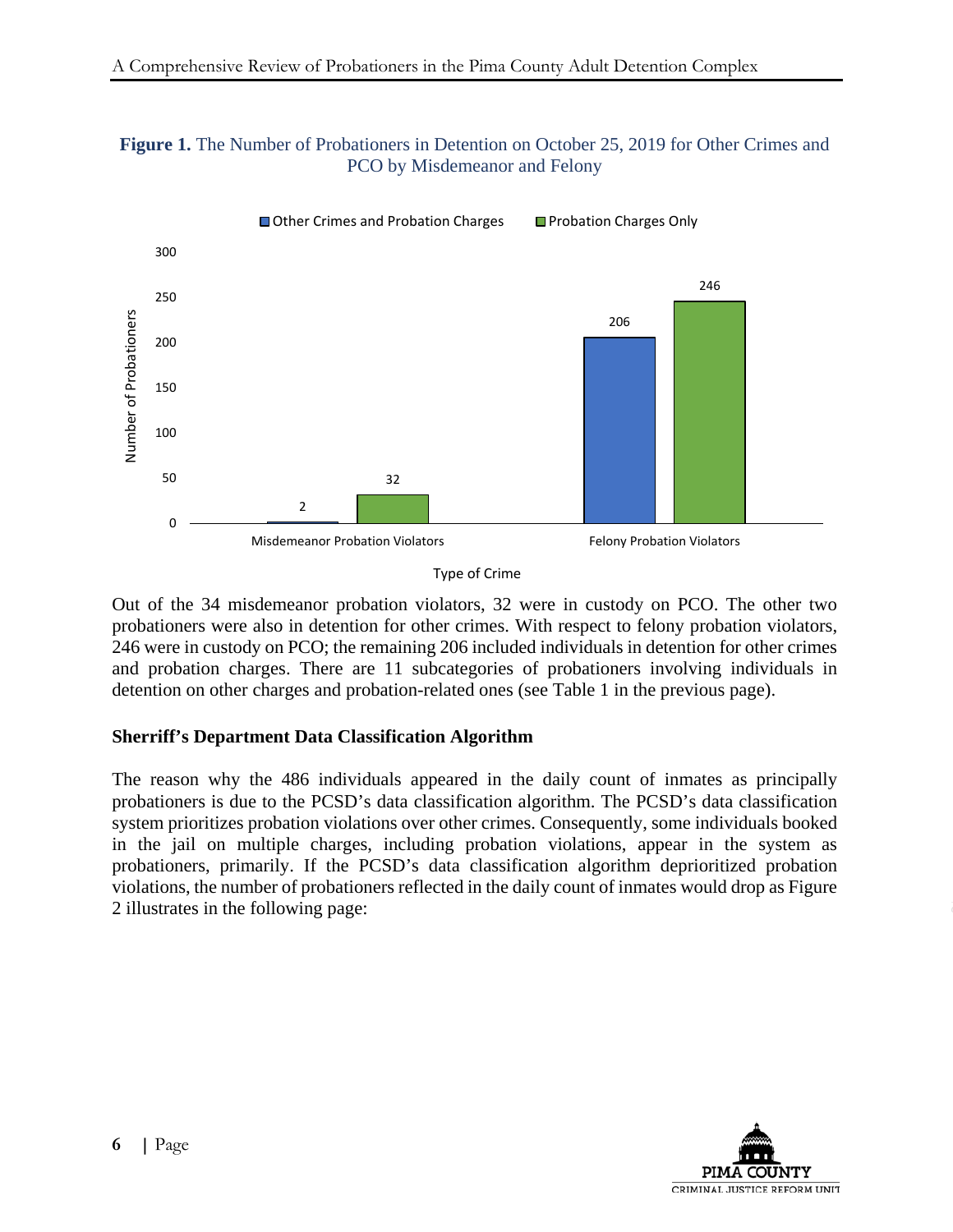**Figure 1.** The Number of Probationers in Detention on October 25, 2019 for Other Crimes and PCO by Misdemeanor and Felony

| Type of Crime | Other Crimes and Probation Charges | Probation Charges Only |
|---|---|---|
| Misdemeanor Probation Violators | 2 | 32 |
| Felony Probation Violators | 206 | 246 |

Out of the 34 misdemeanor probation violators, 32 were in custody on PCO. The other two probationers were also in detention for other crimes. With respect to felony probation violators, 246 were in custody on PCO; the remaining 206 included individuals in detention for other crimes and probation charges. There are 11 subcategories of probationers involving individuals in detention on other charges and probation-related ones (see Table 1 in the previous page).

### Sherriff's Department Data Classification Algorithm

The reason why the 486 individuals appeared in the daily count of inmates as principally probationers is due to the PCSD's data classification algorithm. The PCSD's data classification system prioritizes probation violations over other crimes. Consequently, some individuals booked in the jail on multiple charges, including probation violations, appear in the system as probationers, primarily. If the PCSD's data classification algorithm deprioritized probation violations, the number of probationers reflected in the daily count of inmates would drop as Figure 2 illustrates in the following page: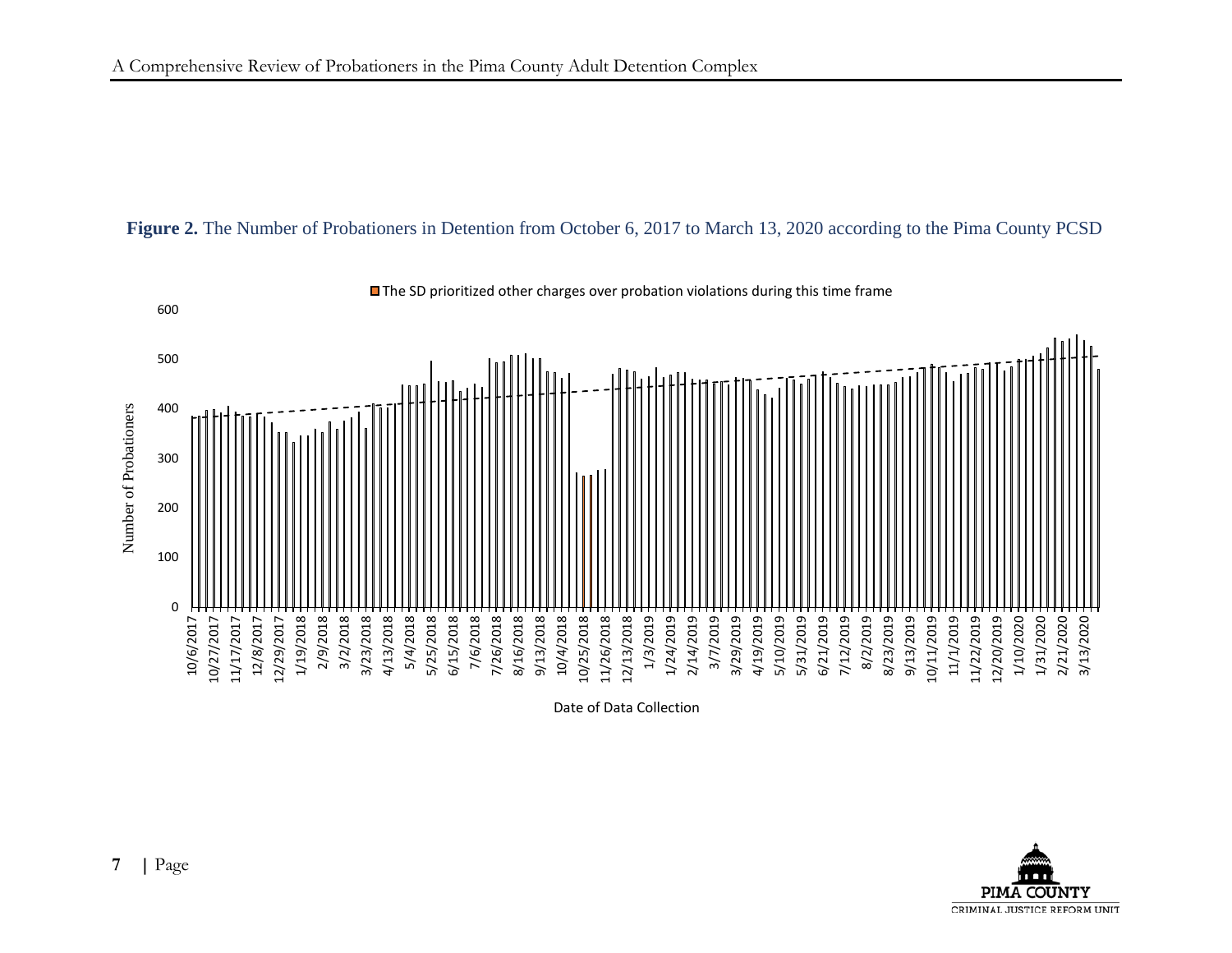**Figure 2.** The Number of Probationers in Detention from October 6, 2017 to March 13, 2020 according to the Pima County PCSD

The SD prioritized other charges over probation violations during this time frame

Number of Probationers

Date of Data Collection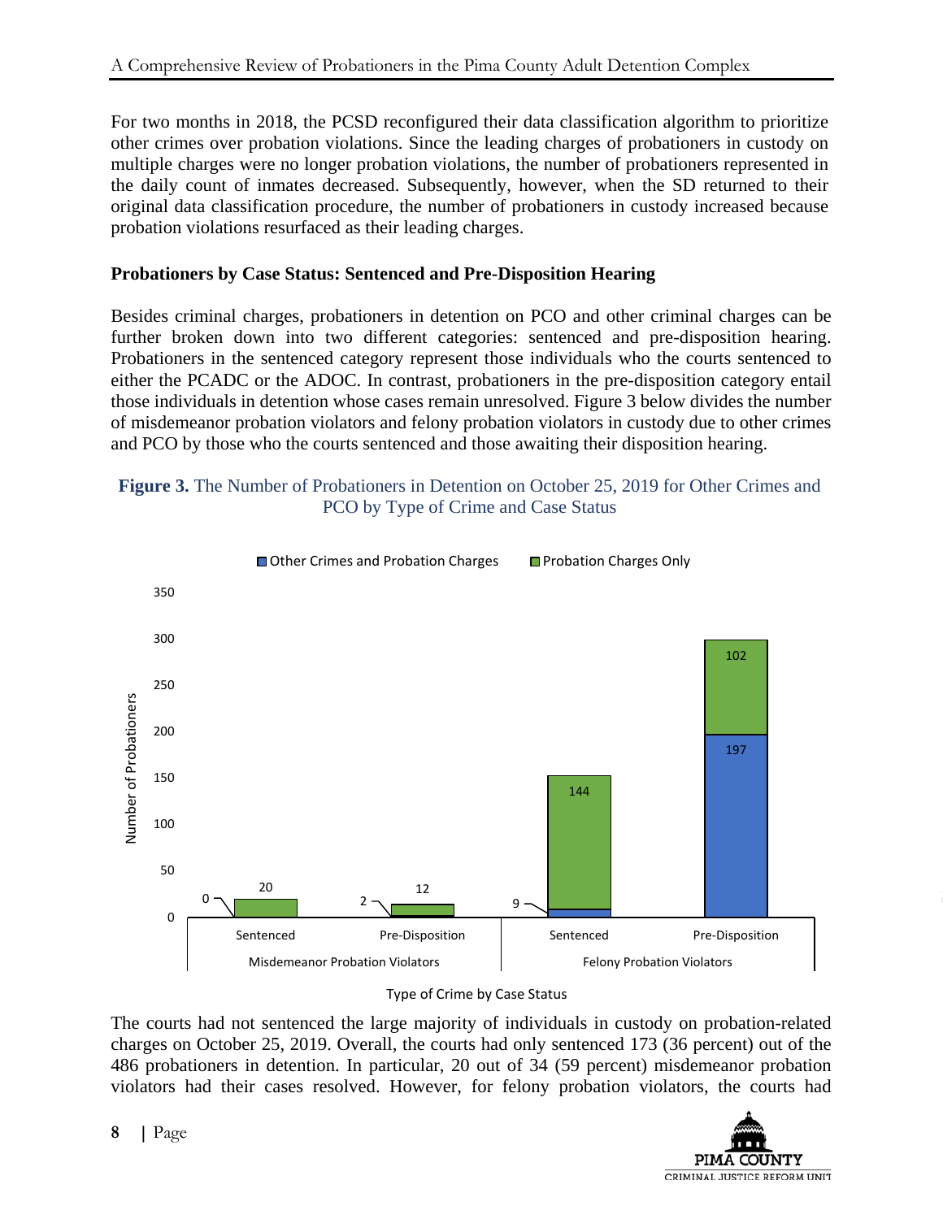For two months in 2018, the PCSD reconfigured their data classification algorithm to prioritize other crimes over probation violations. Since the leading charges of probationers in custody on multiple charges were no longer probation violations, the number of probationers represented in the daily count of inmates decreased. Subsequently, however, when the SD returned to their original data classification procedure, the number of probationers in custody increased because probation violations resurfaced as their leading charges.

### Probationers by Case Status: Sentenced and Pre-Disposition Hearing

Besides criminal charges, probationers in detention on PCO and other criminal charges can be further broken down into two different categories: sentenced and pre-disposition hearing. Probationers in the sentenced category represent those individuals who the courts sentenced to either the PCADC or the ADOC. In contrast, probationers in the pre-disposition category entail those individuals in detention whose cases remain unresolved. Figure 3 below divides the number of misdemeanor probation violators and felony probation violators in custody due to other crimes and PCO by those who the courts sentenced and those awaiting their disposition hearing.

**Figure 3.** The Number of Probationers in Detention on October 25, 2019 for Other Crimes and PCO by Type of Crime and Case Status

| Type of Crime | Case Status | Other Crimes and Probation Charges | Probation Charges Only |
|---|---|---|---|
| Misdemeanor Probation Violators | Sentenced | 0 | 20 |
| Misdemeanor Probation Violators | Pre-Disposition | 2 | 12 |
| Felony Probation Violators | Sentenced | 9 | 144 |
| Felony Probation Violators | Pre-Disposition | 197 | 102 |

The courts had not sentenced the large majority of individuals in custody on probation-related charges on October 25, 2019. Overall, the courts had only sentenced 173 (36 percent) out of the 486 probationers in detention. In particular, 20 out of 34 (59 percent) misdemeanor probation violators had their cases resolved. However, for felony probation violators, the courts had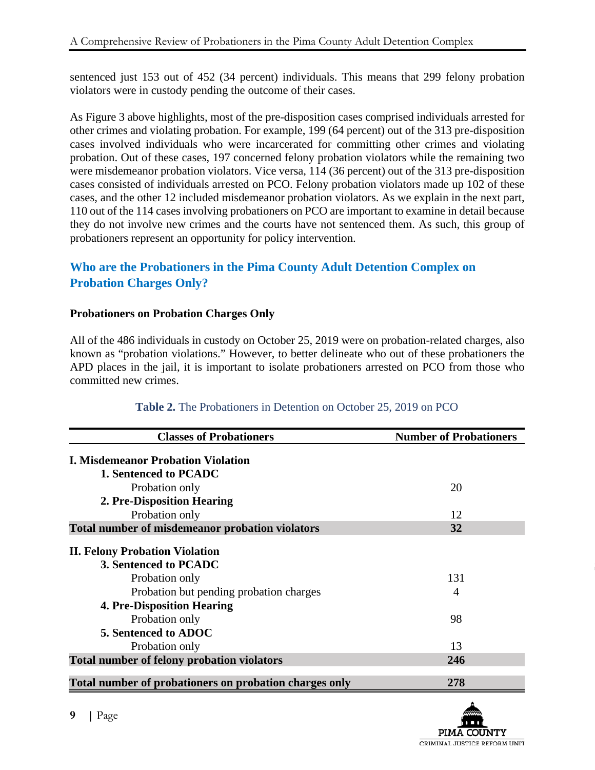sentenced just 153 out of 452 (34 percent) individuals. This means that 299 felony probation violators were in custody pending the outcome of their cases.

As Figure 3 above highlights, most of the pre-disposition cases comprised individuals arrested for other crimes and violating probation. For example, 199 (64 percent) out of the 313 pre-disposition cases involved individuals who were incarcerated for committing other crimes and violating probation. Out of these cases, 197 concerned felony probation violators while the remaining two were misdemeanor probation violators. Vice versa, 114 (36 percent) out of the 313 pre-disposition cases consisted of individuals arrested on PCO. Felony probation violators made up 102 of these cases, and the other 12 included misdemeanor probation violators. As we explain in the next part, 110 out of the 114 cases involving probationers on PCO are important to examine in detail because they do not involve new crimes and the courts have not sentenced them. As such, this group of probationers represent an opportunity for policy intervention.

## Who are the Probationers in the Pima County Adult Detention Complex on Probation Charges Only?

### Probationers on Probation Charges Only

All of the 486 individuals in custody on October 25, 2019 were on probation-related charges, also known as "probation violations." However, to better delineate who out of these probationers the APD places in the jail, it is important to isolate probationers arrested on PCO from those who committed new crimes.

**Table 2.** The Probationers in Detention on October 25, 2019 on PCO

| Classes of Probationers | Number of Probationers |
|---|---|
| **I. Misdemeanor Probation Violation** | |
| **1. Sentenced to PCADC** | |
| Probation only | 20 |
| **2. Pre-Disposition Hearing** | |
| Probation only | 12 |
| **Total number of misdemeanor probation violators** | **32** |
| **II. Felony Probation Violation** | |
| **3. Sentenced to PCADC** | |
| Probation only | 131 |
| Probation but pending probation charges | 4 |
| **4. Pre-Disposition Hearing** | |
| Probation only | 98 |
| **5. Sentenced to ADOC** | |
| Probation only | 13 |
| **Total number of felony probation violators** | **246** |
| **Total number of probationers on probation charges only** | **278** |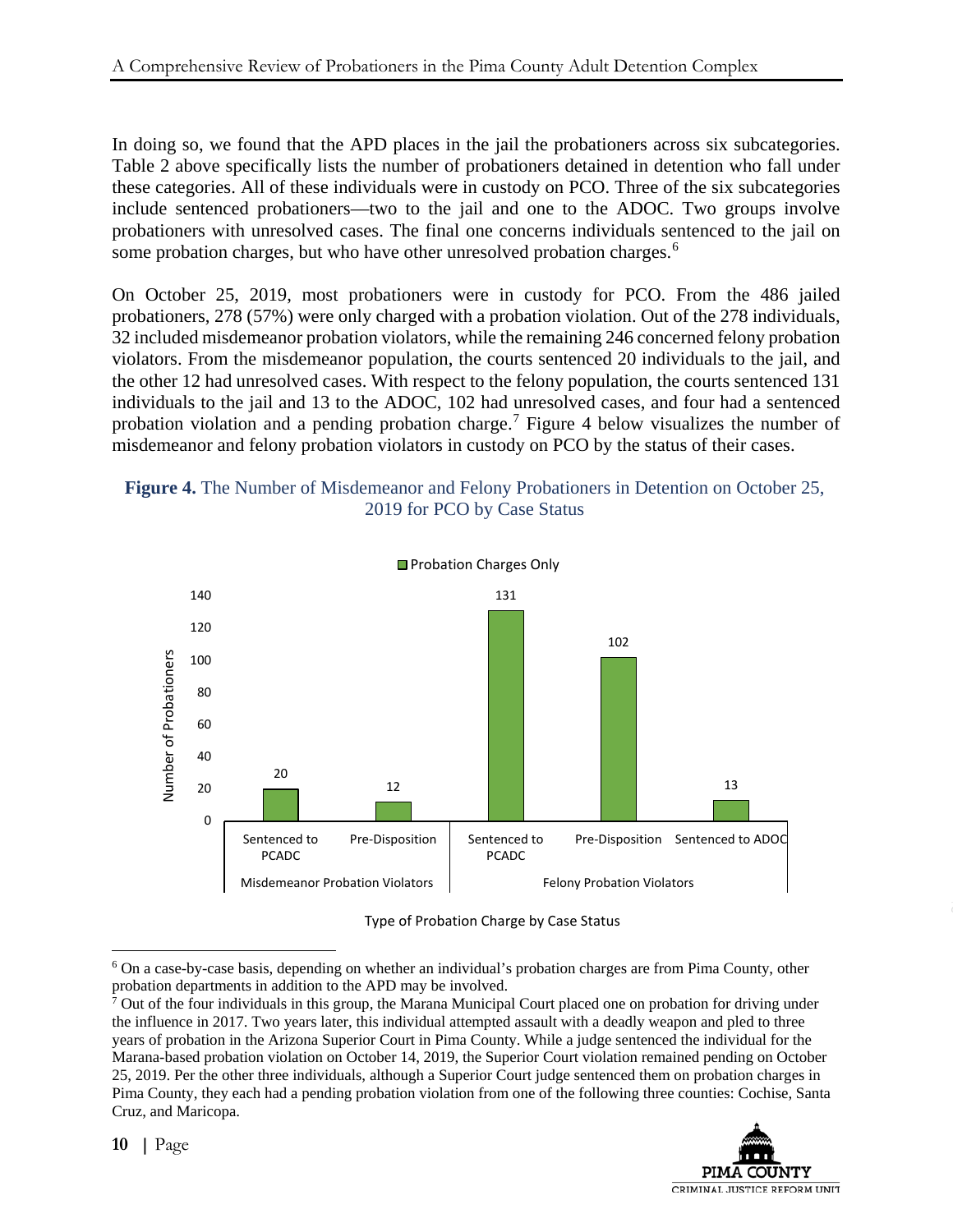In doing so, we found that the APD places in the jail the probationers across six subcategories. Table 2 above specifically lists the number of probationers detained in detention who fall under these categories. All of these individuals were in custody on PCO. Three of the six subcategories include sentenced probationers—two to the jail and one to the ADOC. Two groups involve probationers with unresolved cases. The final one concerns individuals sentenced to the jail on some probation charges, but who have other unresolved probation charges.[6]

On October 25, 2019, most probationers were in custody for PCO. From the 486 jailed probationers, 278 (57%) were only charged with a probation violation. Out of the 278 individuals, 32 included misdemeanor probation violators, while the remaining 246 concerned felony probation violators. From the misdemeanor population, the courts sentenced 20 individuals to the jail, and the other 12 had unresolved cases. With respect to the felony population, the courts sentenced 131 individuals to the jail and 13 to the ADOC, 102 had unresolved cases, and four had a sentenced probation violation and a pending probation charge.[7] Figure 4 below visualizes the number of misdemeanor and felony probation violators in custody on PCO by the status of their cases.

**Figure 4.** The Number of Misdemeanor and Felony Probationers in Detention on October 25, 2019 for PCO by Case Status

| Type of Probation Charge | Case Status | Probation Charges Only (Number of Probationers) |
|---|---|---|
| Misdemeanor Probation Violators | Sentenced to PCADC | 20 |
| Misdemeanor Probation Violators | Pre-Disposition | 12 |
| Felony Probation Violators | Sentenced to PCADC | 131 |
| Felony Probation Violators | Pre-Disposition | 102 |
| Felony Probation Violators | Sentenced to ADOC | 13 |

Type of Probation Charge by Case Status

[6] On a case-by-case basis, depending on whether an individual's probation charges are from Pima County, other probation departments in addition to the APD may be involved.

[7] Out of the four individuals in this group, the Marana Municipal Court placed one on probation for driving under the influence in 2017. Two years later, this individual attempted assault with a deadly weapon and pled to three years of probation in the Arizona Superior Court in Pima County. While a judge sentenced the individual for the Marana-based probation violation on October 14, 2019, the Superior Court violation remained pending on October 25, 2019. Per the other three individuals, although a Superior Court judge sentenced them on probation charges in Pima County, they each had a pending probation violation from one of the following three counties: Cochise, Santa Cruz, and Maricopa.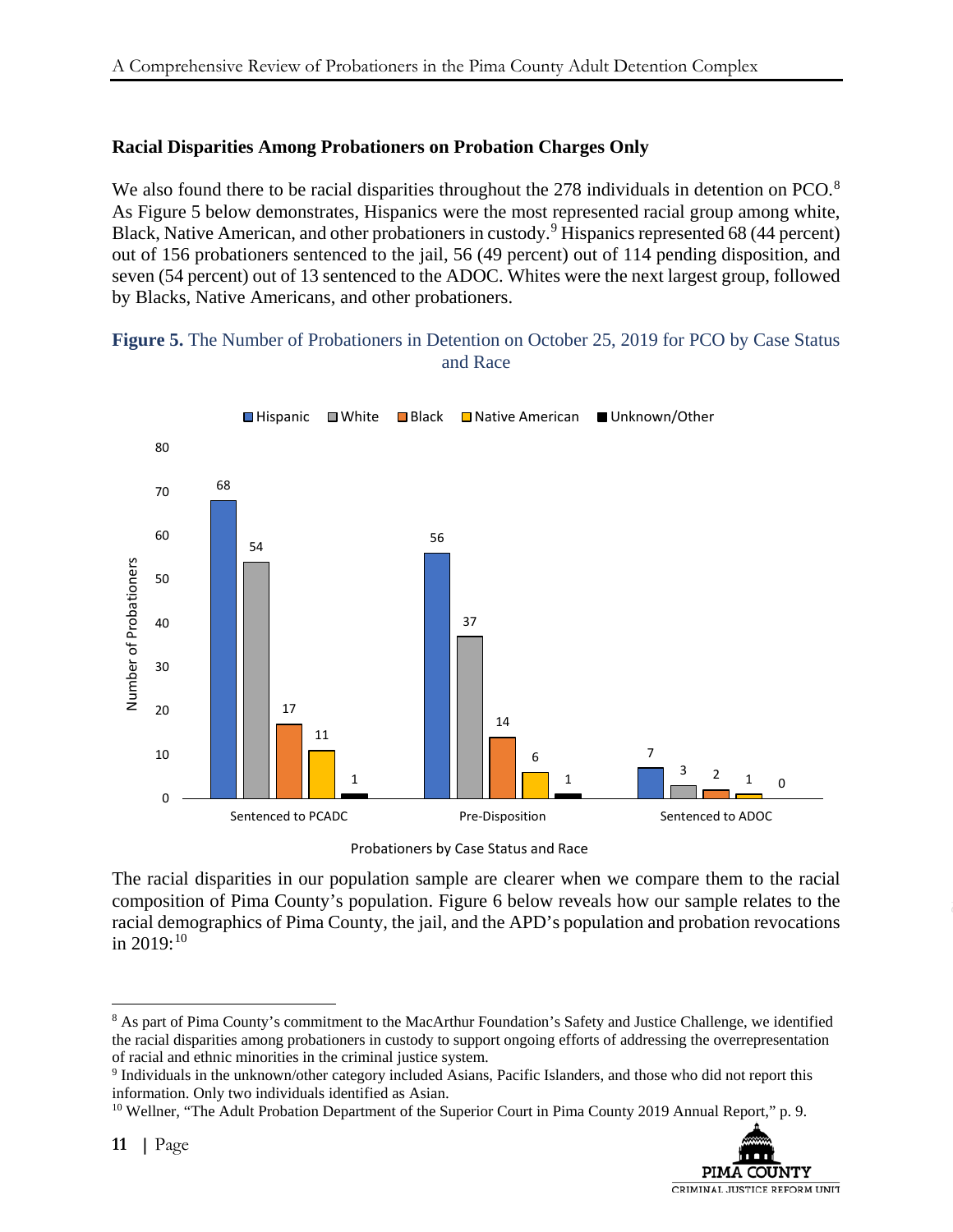### Racial Disparities Among Probationers on Probation Charges Only

We also found there to be racial disparities throughout the 278 individuals in detention on PCO.[8] As Figure 5 below demonstrates, Hispanics were the most represented racial group among white, Black, Native American, and other probationers in custody.[9] Hispanics represented 68 (44 percent) out of 156 probationers sentenced to the jail, 56 (49 percent) out of 114 pending disposition, and seven (54 percent) out of 13 sentenced to the ADOC. Whites were the next largest group, followed by Blacks, Native Americans, and other probationers.

**Figure 5.** The Number of Probationers in Detention on October 25, 2019 for PCO by Case Status and Race

| Probationers by Case Status and Race | Hispanic | White | Black | Native American | Unknown/Other |
|---|---|---|---|---|---|
| Sentenced to PCADC | 68 | 54 | 17 | 11 | 1 |
| Pre-Disposition | 56 | 37 | 14 | 6 | 1 |
| Sentenced to ADOC | 7 | 3 | 2 | 1 | 0 |

The racial disparities in our population sample are clearer when we compare them to the racial composition of Pima County's population. Figure 6 below reveals how our sample relates to the racial demographics of Pima County, the jail, and the APD's population and probation revocations in 2019:[10]

---

[8] As part of Pima County's commitment to the MacArthur Foundation's Safety and Justice Challenge, we identified the racial disparities among probationers in custody to support ongoing efforts of addressing the overrepresentation of racial and ethnic minorities in the criminal justice system.

[9] Individuals in the unknown/other category included Asians, Pacific Islanders, and those who did not report this information. Only two individuals identified as Asian.

[10] Wellner, "The Adult Probation Department of the Superior Court in Pima County 2019 Annual Report," p. 9.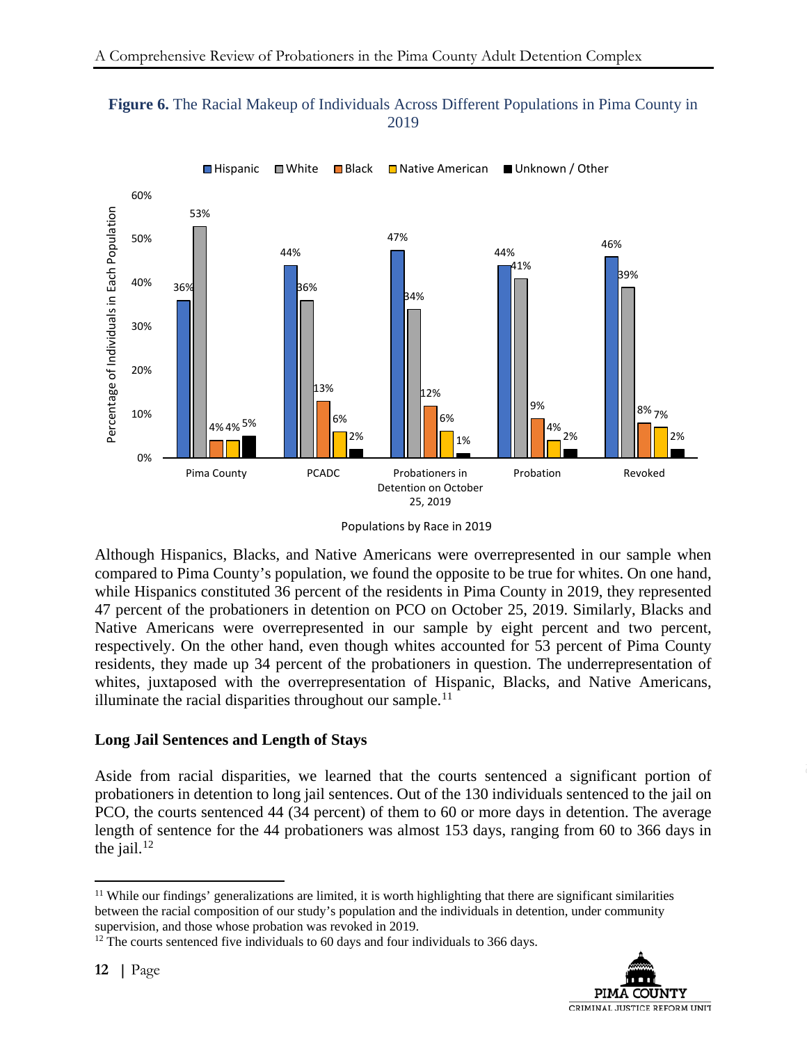**Figure 6.** The Racial Makeup of Individuals Across Different Populations in Pima County in 2019

| Population | Hispanic | White | Black | Native American | Unknown / Other |
|---|---|---|---|---|---|
| Pima County | 36% | 53% | 4% | 4% | 5% |
| PCADC | 44% | 36% | 13% | 6% | 2% |
| Probationers in Detention on October 25, 2019 | 47% | 34% | 12% | 6% | 1% |
| Probation | 44% | 41% | 9% | 4% | 2% |
| Revoked | 46% | 39% | 8% | 7% | 2% |

Although Hispanics, Blacks, and Native Americans were overrepresented in our sample when compared to Pima County's population, we found the opposite to be true for whites. On one hand, while Hispanics constituted 36 percent of the residents in Pima County in 2019, they represented 47 percent of the probationers in detention on PCO on October 25, 2019. Similarly, Blacks and Native Americans were overrepresented in our sample by eight percent and two percent, respectively. On the other hand, even though whites accounted for 53 percent of Pima County residents, they made up 34 percent of the probationers in question. The underrepresentation of whites, juxtaposed with the overrepresentation of Hispanic, Blacks, and Native Americans, illuminate the racial disparities throughout our sample.[11]

### Long Jail Sentences and Length of Stays

Aside from racial disparities, we learned that the courts sentenced a significant portion of probationers in detention to long jail sentences. Out of the 130 individuals sentenced to the jail on PCO, the courts sentenced 44 (34 percent) of them to 60 or more days in detention. The average length of sentence for the 44 probationers was almost 153 days, ranging from 60 to 366 days in the jail.[12]

[11] While our findings' generalizations are limited, it is worth highlighting that there are significant similarities between the racial composition of our study's population and the individuals in detention, under community supervision, and those whose probation was revoked in 2019.

[12] The courts sentenced five individuals to 60 days and four individuals to 366 days.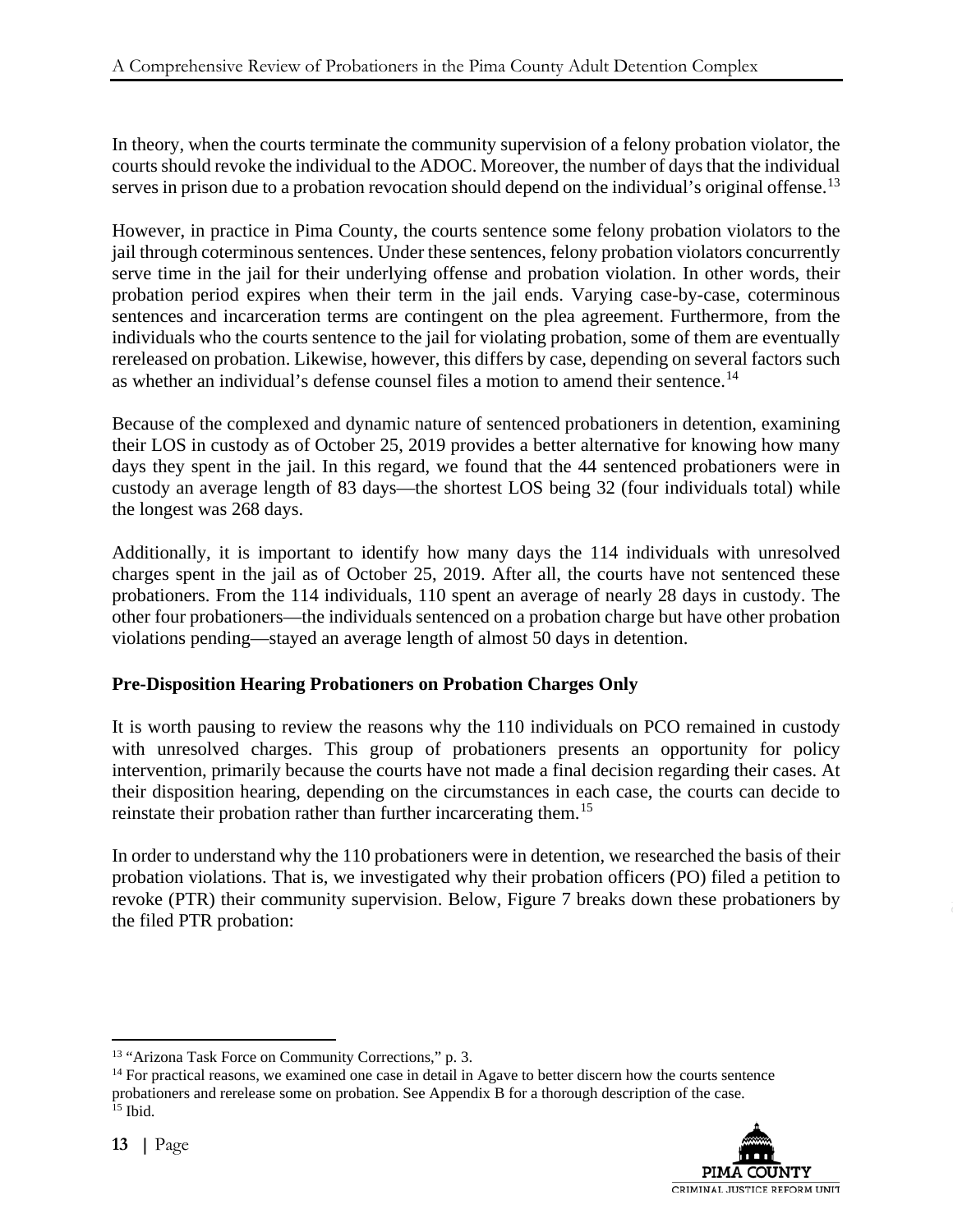In theory, when the courts terminate the community supervision of a felony probation violator, the courts should revoke the individual to the ADOC. Moreover, the number of days that the individual serves in prison due to a probation revocation should depend on the individual's original offense.[13]

However, in practice in Pima County, the courts sentence some felony probation violators to the jail through coterminous sentences. Under these sentences, felony probation violators concurrently serve time in the jail for their underlying offense and probation violation. In other words, their probation period expires when their term in the jail ends. Varying case-by-case, coterminous sentences and incarceration terms are contingent on the plea agreement. Furthermore, from the individuals who the courts sentence to the jail for violating probation, some of them are eventually rereleased on probation. Likewise, however, this differs by case, depending on several factors such as whether an individual's defense counsel files a motion to amend their sentence.[14]

Because of the complexed and dynamic nature of sentenced probationers in detention, examining their LOS in custody as of October 25, 2019 provides a better alternative for knowing how many days they spent in the jail. In this regard, we found that the 44 sentenced probationers were in custody an average length of 83 days—the shortest LOS being 32 (four individuals total) while the longest was 268 days.

Additionally, it is important to identify how many days the 114 individuals with unresolved charges spent in the jail as of October 25, 2019. After all, the courts have not sentenced these probationers. From the 114 individuals, 110 spent an average of nearly 28 days in custody. The other four probationers—the individuals sentenced on a probation charge but have other probation violations pending—stayed an average length of almost 50 days in detention.

**Pre-Disposition Hearing Probationers on Probation Charges Only**

It is worth pausing to review the reasons why the 110 individuals on PCO remained in custody with unresolved charges. This group of probationers presents an opportunity for policy intervention, primarily because the courts have not made a final decision regarding their cases. At their disposition hearing, depending on the circumstances in each case, the courts can decide to reinstate their probation rather than further incarcerating them.[15]

In order to understand why the 110 probationers were in detention, we researched the basis of their probation violations. That is, we investigated why their probation officers (PO) filed a petition to revoke (PTR) their community supervision. Below, Figure 7 breaks down these probationers by the filed PTR probation:

---

[13] "Arizona Task Force on Community Corrections," p. 3.

[14] For practical reasons, we examined one case in detail in Agave to better discern how the courts sentence probationers and rerelease some on probation. See Appendix B for a thorough description of the case.

[15] Ibid.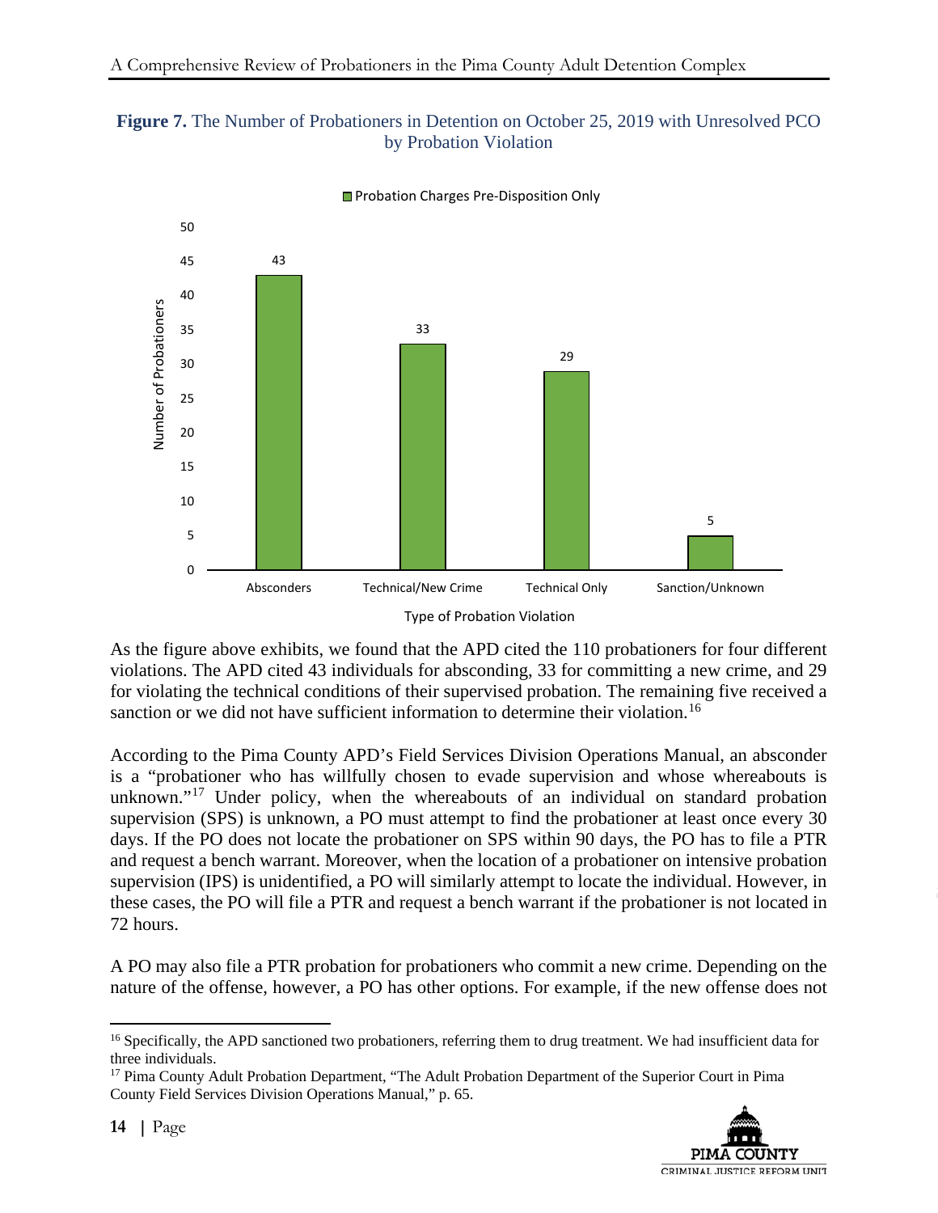**Figure 7.** The Number of Probationers in Detention on October 25, 2019 with Unresolved PCO by Probation Violation

| Type of Probation Violation | Probation Charges Pre-Disposition Only (Number of Probationers) |
| --- | --- |
| Absconders | 43 |
| Technical/New Crime | 33 |
| Technical Only | 29 |
| Sanction/Unknown | 5 |

As the figure above exhibits, we found that the APD cited the 110 probationers for four different violations. The APD cited 43 individuals for absconding, 33 for committing a new crime, and 29 for violating the technical conditions of their supervised probation. The remaining five received a sanction or we did not have sufficient information to determine their violation.[16]

According to the Pima County APD's Field Services Division Operations Manual, an absconder is a "probationer who has willfully chosen to evade supervision and whose whereabouts is unknown."[17] Under policy, when the whereabouts of an individual on standard probation supervision (SPS) is unknown, a PO must attempt to find the probationer at least once every 30 days. If the PO does not locate the probationer on SPS within 90 days, the PO has to file a PTR and request a bench warrant. Moreover, when the location of a probationer on intensive probation supervision (IPS) is unidentified, a PO will similarly attempt to locate the individual. However, in these cases, the PO will file a PTR and request a bench warrant if the probationer is not located in 72 hours.

A PO may also file a PTR probation for probationers who commit a new crime. Depending on the nature of the offense, however, a PO has other options. For example, if the new offense does not

---

[16] Specifically, the APD sanctioned two probationers, referring them to drug treatment. We had insufficient data for three individuals.

[17] Pima County Adult Probation Department, "The Adult Probation Department of the Superior Court in Pima County Field Services Division Operations Manual," p. 65.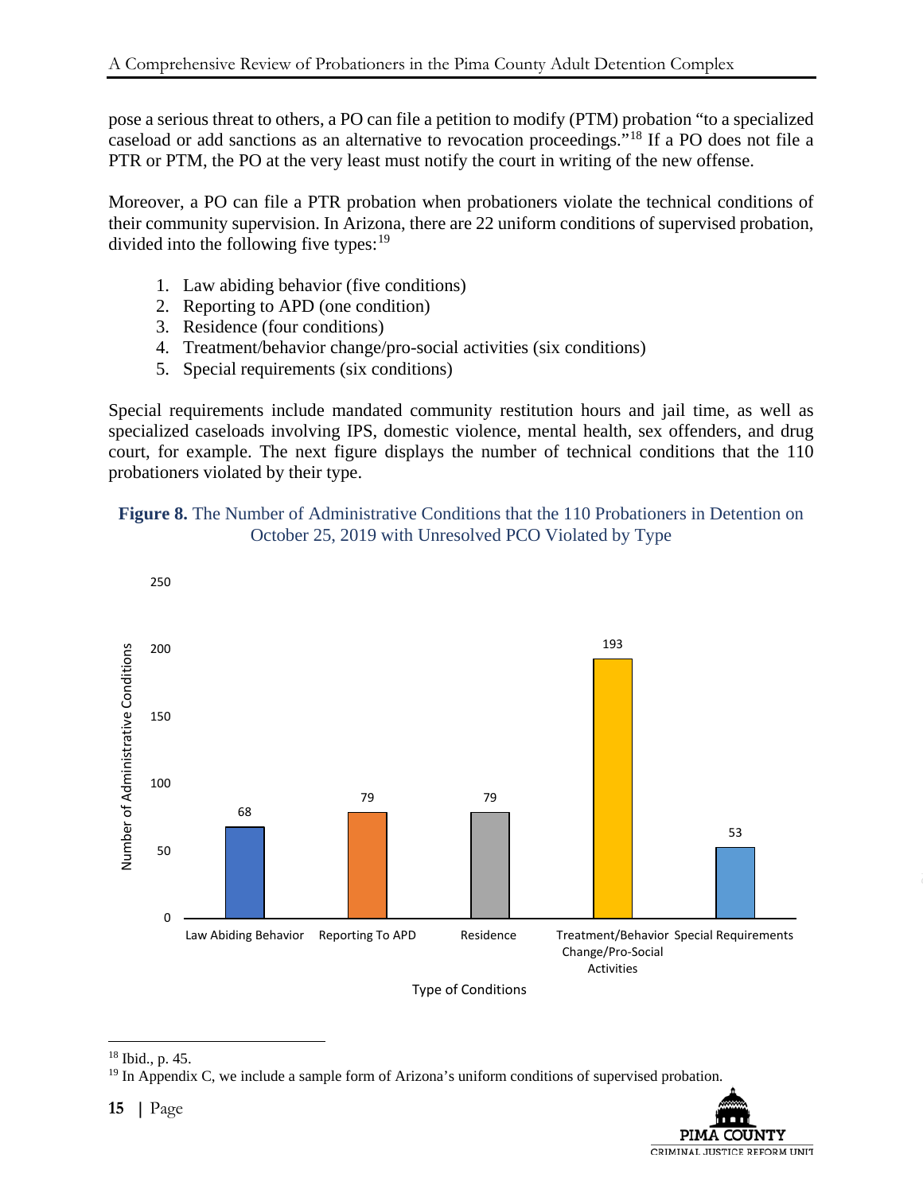pose a serious threat to others, a PO can file a petition to modify (PTM) probation "to a specialized caseload or add sanctions as an alternative to revocation proceedings."[18] If a PO does not file a PTR or PTM, the PO at the very least must notify the court in writing of the new offense.

Moreover, a PO can file a PTR probation when probationers violate the technical conditions of their community supervision. In Arizona, there are 22 uniform conditions of supervised probation, divided into the following five types:[19]

1. Law abiding behavior (five conditions)
2. Reporting to APD (one condition)
3. Residence (four conditions)
4. Treatment/behavior change/pro-social activities (six conditions)
5. Special requirements (six conditions)

Special requirements include mandated community restitution hours and jail time, as well as specialized caseloads involving IPS, domestic violence, mental health, sex offenders, and drug court, for example. The next figure displays the number of technical conditions that the 110 probationers violated by their type.

**Figure 8.** The Number of Administrative Conditions that the 110 Probationers in Detention on October 25, 2019 with Unresolved PCO Violated by Type

| Type of Conditions | Number of Administrative Conditions |
|---|---|
| Law Abiding Behavior | 68 |
| Reporting To APD | 79 |
| Residence | 79 |
| Treatment/Behavior Change/Pro-Social Activities | 193 |
| Special Requirements | 53 |

[18] Ibid., p. 45.

[19] In Appendix C, we include a sample form of Arizona's uniform conditions of supervised probation.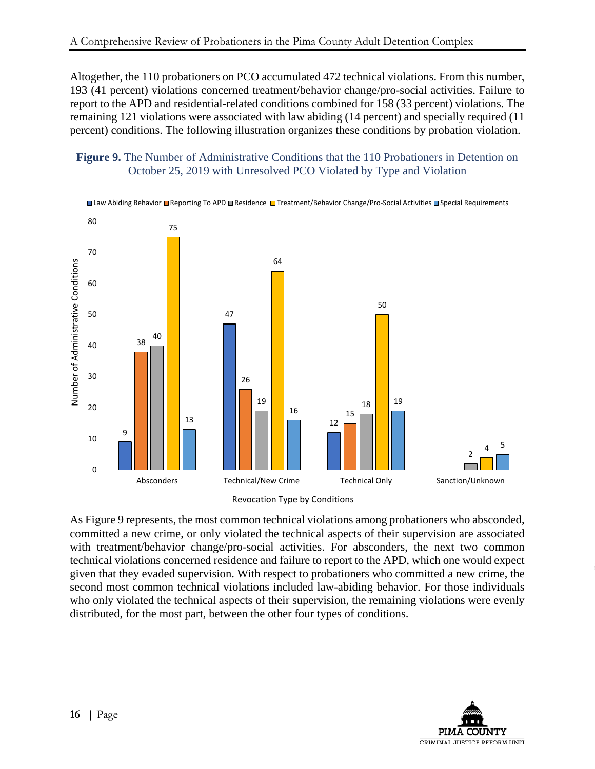Altogether, the 110 probationers on PCO accumulated 472 technical violations. From this number, 193 (41 percent) violations concerned treatment/behavior change/pro-social activities. Failure to report to the APD and residential-related conditions combined for 158 (33 percent) violations. The remaining 121 violations were associated with law abiding (14 percent) and specially required (11 percent) conditions. The following illustration organizes these conditions by probation violation.

**Figure 9.** The Number of Administrative Conditions that the 110 Probationers in Detention on October 25, 2019 with Unresolved PCO Violated by Type and Violation

| Revocation Type by Conditions | Law Abiding Behavior | Reporting To APD | Residence | Treatment/Behavior Change/Pro-Social Activities | Special Requirements |
|---|---|---|---|---|---|
| Absconders | 9 | 38 | 40 | 75 | 13 |
| Technical/New Crime | 47 | 26 | 19 | 64 | 16 |
| Technical Only | 12 | 15 | 18 | 50 | 19 |
| Sanction/Unknown | | | 2 | 4 | 5 |

As Figure 9 represents, the most common technical violations among probationers who absconded, committed a new crime, or only violated the technical aspects of their supervision are associated with treatment/behavior change/pro-social activities. For absconders, the next two common technical violations concerned residence and failure to report to the APD, which one would expect given that they evaded supervision. With respect to probationers who committed a new crime, the second most common technical violations included law-abiding behavior. For those individuals who only violated the technical aspects of their supervision, the remaining violations were evenly distributed, for the most part, between the other four types of conditions.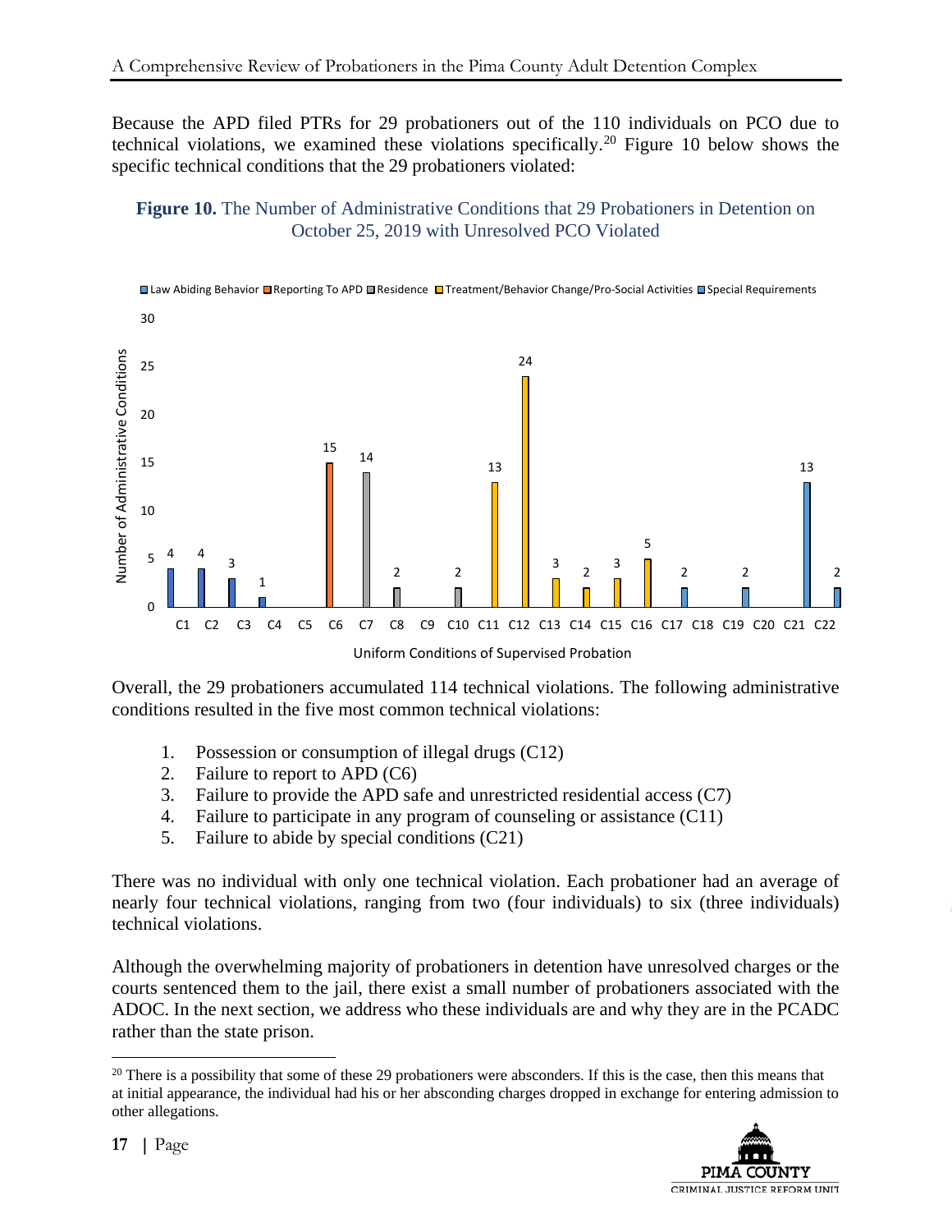Because the APD filed PTRs for 29 probationers out of the 110 individuals on PCO due to technical violations, we examined these violations specifically.[20] Figure 10 below shows the specific technical conditions that the 29 probationers violated:

**Figure 10.** The Number of Administrative Conditions that 29 Probationers in Detention on October 25, 2019 with Unresolved PCO Violated

| Condition | Category | Number of Administrative Conditions |
|---|---|---|
| C1 | Law Abiding Behavior | 4 |
| C2 | Law Abiding Behavior | 4 |
| C3 | Law Abiding Behavior | 3 |
| C4 | Law Abiding Behavior | 1 |
| C5 | | |
| C6 | Reporting To APD | 15 |
| C7 | Residence | 14 |
| C8 | Residence | 2 |
| C9 | | |
| C10 | Residence | 2 |
| C11 | Treatment/Behavior Change/Pro-Social Activities | 13 |
| C12 | Treatment/Behavior Change/Pro-Social Activities | 24 |
| C13 | Treatment/Behavior Change/Pro-Social Activities | 3 |
| C14 | Treatment/Behavior Change/Pro-Social Activities | 2 |
| C15 | Treatment/Behavior Change/Pro-Social Activities | 3 |
| C16 | Treatment/Behavior Change/Pro-Social Activities | 5 |
| C17 | Special Requirements | 2 |
| C18 | | |
| C19 | Special Requirements | 2 |
| C20 | | |
| C21 | Special Requirements | 13 |
| C22 | Special Requirements | 2 |

Uniform Conditions of Supervised Probation

Overall, the 29 probationers accumulated 114 technical violations. The following administrative conditions resulted in the five most common technical violations:

1. Possession or consumption of illegal drugs (C12)
2. Failure to report to APD (C6)
3. Failure to provide the APD safe and unrestricted residential access (C7)
4. Failure to participate in any program of counseling or assistance (C11)
5. Failure to abide by special conditions (C21)

There was no individual with only one technical violation. Each probationer had an average of nearly four technical violations, ranging from two (four individuals) to six (three individuals) technical violations.

Although the overwhelming majority of probationers in detention have unresolved charges or the courts sentenced them to the jail, there exist a small number of probationers associated with the ADOC. In the next section, we address who these individuals are and why they are in the PCADC rather than the state prison.

[20] There is a possibility that some of these 29 probationers were absconders. If this is the case, then this means that at initial appearance, the individual had his or her absconding charges dropped in exchange for entering admission to other allegations.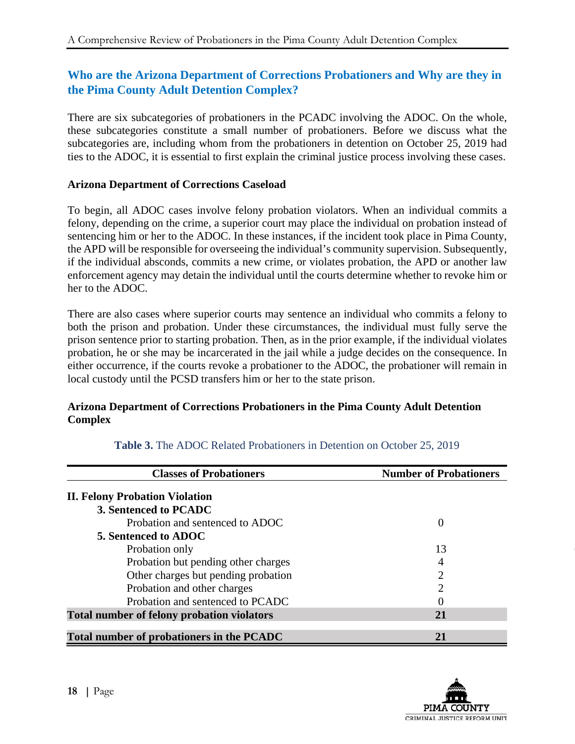## Who are the Arizona Department of Corrections Probationers and Why are they in the Pima County Adult Detention Complex?

There are six subcategories of probationers in the PCADC involving the ADOC. On the whole, these subcategories constitute a small number of probationers. Before we discuss what the subcategories are, including whom from the probationers in detention on October 25, 2019 had ties to the ADOC, it is essential to first explain the criminal justice process involving these cases.

### Arizona Department of Corrections Caseload

To begin, all ADOC cases involve felony probation violators. When an individual commits a felony, depending on the crime, a superior court may place the individual on probation instead of sentencing him or her to the ADOC. In these instances, if the incident took place in Pima County, the APD will be responsible for overseeing the individual's community supervision. Subsequently, if the individual absconds, commits a new crime, or violates probation, the APD or another law enforcement agency may detain the individual until the courts determine whether to revoke him or her to the ADOC.

There are also cases where superior courts may sentence an individual who commits a felony to both the prison and probation. Under these circumstances, the individual must fully serve the prison sentence prior to starting probation. Then, as in the prior example, if the individual violates probation, he or she may be incarcerated in the jail while a judge decides on the consequence. In either occurrence, if the courts revoke a probationer to the ADOC, the probationer will remain in local custody until the PCSD transfers him or her to the state prison.

### Arizona Department of Corrections Probationers in the Pima County Adult Detention Complex

**Table 3.** The ADOC Related Probationers in Detention on October 25, 2019

| Classes of Probationers | Number of Probationers |
|---|---|
| **II. Felony Probation Violation** | |
| **3. Sentenced to PCADC** | |
| Probation and sentenced to ADOC | 0 |
| **5. Sentenced to ADOC** | |
| Probation only | 13 |
| Probation but pending other charges | 4 |
| Other charges but pending probation | 2 |
| Probation and other charges | 2 |
| Probation and sentenced to PCADC | 0 |
| **Total number of felony probation violators** | **21** |
| **Total number of probationers in the PCADC** | **21** |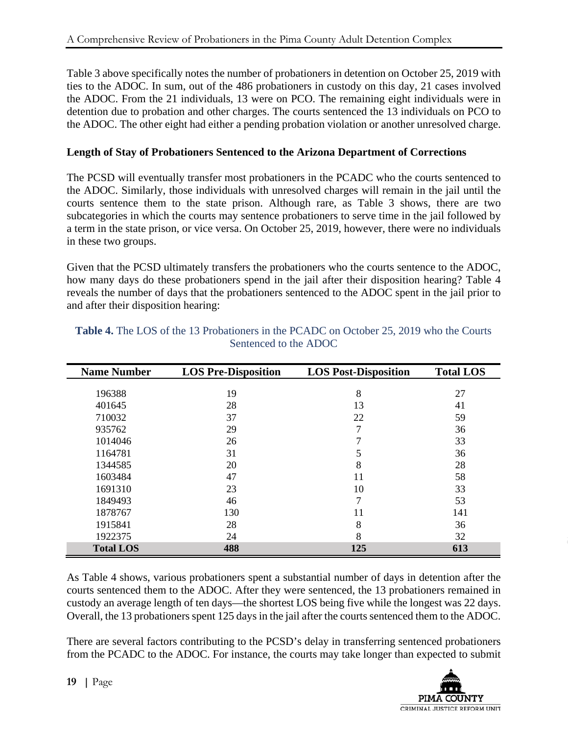Table 3 above specifically notes the number of probationers in detention on October 25, 2019 with ties to the ADOC. In sum, out of the 486 probationers in custody on this day, 21 cases involved the ADOC. From the 21 individuals, 13 were on PCO. The remaining eight individuals were in detention due to probation and other charges. The courts sentenced the 13 individuals on PCO to the ADOC. The other eight had either a pending probation violation or another unresolved charge.

**Length of Stay of Probationers Sentenced to the Arizona Department of Corrections**

The PCSD will eventually transfer most probationers in the PCADC who the courts sentenced to the ADOC. Similarly, those individuals with unresolved charges will remain in the jail until the courts sentence them to the state prison. Although rare, as Table 3 shows, there are two subcategories in which the courts may sentence probationers to serve time in the jail followed by a term in the state prison, or vice versa. On October 25, 2019, however, there were no individuals in these two groups.

Given that the PCSD ultimately transfers the probationers who the courts sentence to the ADOC, how many days do these probationers spend in the jail after their disposition hearing? Table 4 reveals the number of days that the probationers sentenced to the ADOC spent in the jail prior to and after their disposition hearing:

**Table 4.** The LOS of the 13 Probationers in the PCADC on October 25, 2019 who the Courts Sentenced to the ADOC

| Name Number | LOS Pre-Disposition | LOS Post-Disposition | Total LOS |
|---|---|---|---|
| 196388 | 19 | 8 | 27 |
| 401645 | 28 | 13 | 41 |
| 710032 | 37 | 22 | 59 |
| 935762 | 29 | 7 | 36 |
| 1014046 | 26 | 7 | 33 |
| 1164781 | 31 | 5 | 36 |
| 1344585 | 20 | 8 | 28 |
| 1603484 | 47 | 11 | 58 |
| 1691310 | 23 | 10 | 33 |
| 1849493 | 46 | 7 | 53 |
| 1878767 | 130 | 11 | 141 |
| 1915841 | 28 | 8 | 36 |
| 1922375 | 24 | 8 | 32 |
| **Total LOS** | **488** | **125** | **613** |

As Table 4 shows, various probationers spent a substantial number of days in detention after the courts sentenced them to the ADOC. After they were sentenced, the 13 probationers remained in custody an average length of ten days—the shortest LOS being five while the longest was 22 days. Overall, the 13 probationers spent 125 days in the jail after the courts sentenced them to the ADOC.

There are several factors contributing to the PCSD's delay in transferring sentenced probationers from the PCADC to the ADOC. For instance, the courts may take longer than expected to submit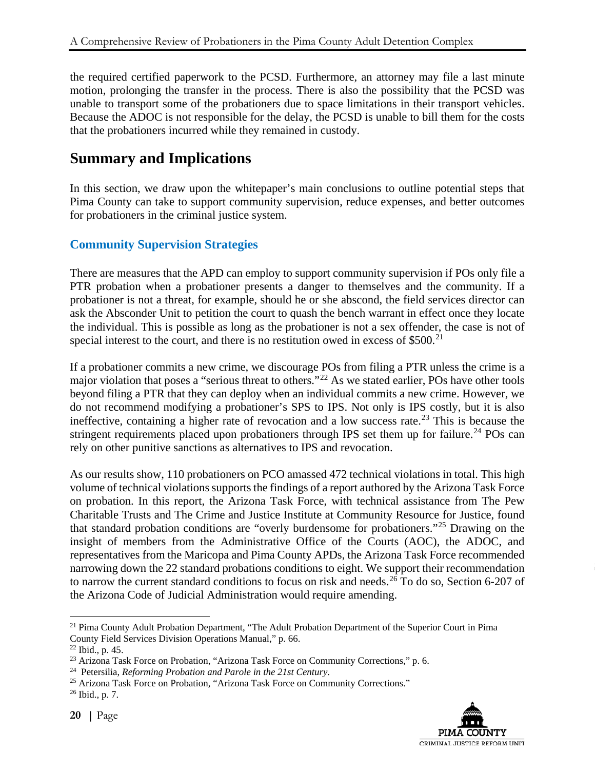the required certified paperwork to the PCSD. Furthermore, an attorney may file a last minute motion, prolonging the transfer in the process. There is also the possibility that the PCSD was unable to transport some of the probationers due to space limitations in their transport vehicles. Because the ADOC is not responsible for the delay, the PCSD is unable to bill them for the costs that the probationers incurred while they remained in custody.

## Summary and Implications

In this section, we draw upon the whitepaper's main conclusions to outline potential steps that Pima County can take to support community supervision, reduce expenses, and better outcomes for probationers in the criminal justice system.

### Community Supervision Strategies

There are measures that the APD can employ to support community supervision if POs only file a PTR probation when a probationer presents a danger to themselves and the community. If a probationer is not a threat, for example, should he or she abscond, the field services director can ask the Absconder Unit to petition the court to quash the bench warrant in effect once they locate the individual. This is possible as long as the probationer is not a sex offender, the case is not of special interest to the court, and there is no restitution owed in excess of $500.[21]

If a probationer commits a new crime, we discourage POs from filing a PTR unless the crime is a major violation that poses a "serious threat to others."[22] As we stated earlier, POs have other tools beyond filing a PTR that they can deploy when an individual commits a new crime. However, we do not recommend modifying a probationer's SPS to IPS. Not only is IPS costly, but it is also ineffective, containing a higher rate of revocation and a low success rate.[23] This is because the stringent requirements placed upon probationers through IPS set them up for failure.[24] POs can rely on other punitive sanctions as alternatives to IPS and revocation.

As our results show, 110 probationers on PCO amassed 472 technical violations in total. This high volume of technical violations supports the findings of a report authored by the Arizona Task Force on probation. In this report, the Arizona Task Force, with technical assistance from The Pew Charitable Trusts and The Crime and Justice Institute at Community Resource for Justice, found that standard probation conditions are "overly burdensome for probationers."[25] Drawing on the insight of members from the Administrative Office of the Courts (AOC), the ADOC, and representatives from the Maricopa and Pima County APDs, the Arizona Task Force recommended narrowing down the 22 standard probations conditions to eight. We support their recommendation to narrow the current standard conditions to focus on risk and needs.[26] To do so, Section 6-207 of the Arizona Code of Judicial Administration would require amending.

---

[21] Pima County Adult Probation Department, "The Adult Probation Department of the Superior Court in Pima County Field Services Division Operations Manual," p. 66.

[22] Ibid., p. 45.

[23] Arizona Task Force on Probation, "Arizona Task Force on Community Corrections," p. 6.

[24] Petersilia, *Reforming Probation and Parole in the 21st Century*.

[25] Arizona Task Force on Probation, "Arizona Task Force on Community Corrections."

[26] Ibid., p. 7.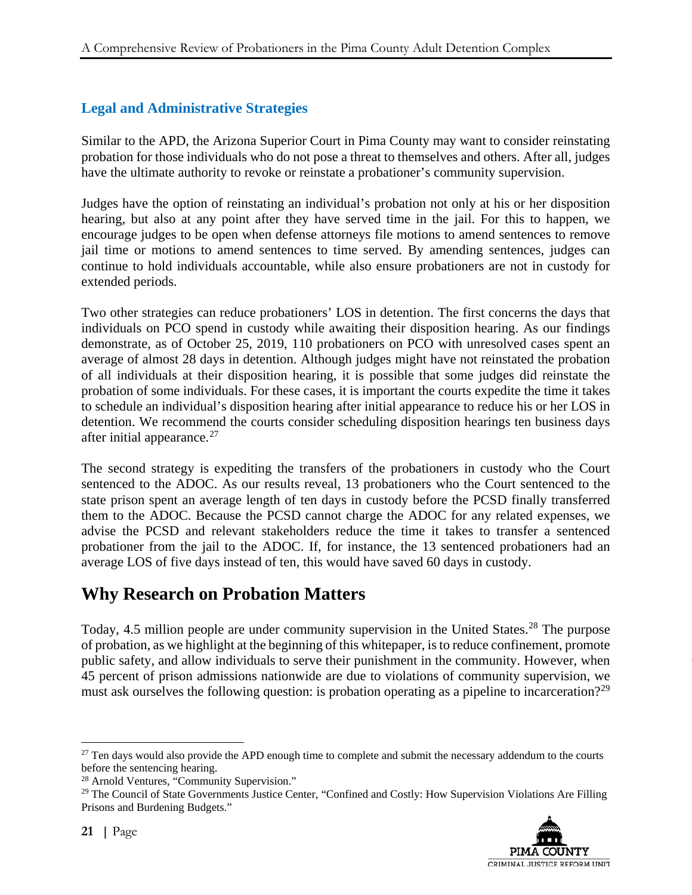### Legal and Administrative Strategies

Similar to the APD, the Arizona Superior Court in Pima County may want to consider reinstating probation for those individuals who do not pose a threat to themselves and others. After all, judges have the ultimate authority to revoke or reinstate a probationer's community supervision.

Judges have the option of reinstating an individual's probation not only at his or her disposition hearing, but also at any point after they have served time in the jail. For this to happen, we encourage judges to be open when defense attorneys file motions to amend sentences to remove jail time or motions to amend sentences to time served. By amending sentences, judges can continue to hold individuals accountable, while also ensure probationers are not in custody for extended periods.

Two other strategies can reduce probationers' LOS in detention. The first concerns the days that individuals on PCO spend in custody while awaiting their disposition hearing. As our findings demonstrate, as of October 25, 2019, 110 probationers on PCO with unresolved cases spent an average of almost 28 days in detention. Although judges might have not reinstated the probation of all individuals at their disposition hearing, it is possible that some judges did reinstate the probation of some individuals. For these cases, it is important the courts expedite the time it takes to schedule an individual's disposition hearing after initial appearance to reduce his or her LOS in detention. We recommend the courts consider scheduling disposition hearings ten business days after initial appearance.[27]

The second strategy is expediting the transfers of the probationers in custody who the Court sentenced to the ADOC. As our results reveal, 13 probationers who the Court sentenced to the state prison spent an average length of ten days in custody before the PCSD finally transferred them to the ADOC. Because the PCSD cannot charge the ADOC for any related expenses, we advise the PCSD and relevant stakeholders reduce the time it takes to transfer a sentenced probationer from the jail to the ADOC. If, for instance, the 13 sentenced probationers had an average LOS of five days instead of ten, this would have saved 60 days in custody.

## Why Research on Probation Matters

Today, 4.5 million people are under community supervision in the United States.[28] The purpose of probation, as we highlight at the beginning of this whitepaper, is to reduce confinement, promote public safety, and allow individuals to serve their punishment in the community. However, when 45 percent of prison admissions nationwide are due to violations of community supervision, we must ask ourselves the following question: is probation operating as a pipeline to incarceration?[29]

---

[27] Ten days would also provide the APD enough time to complete and submit the necessary addendum to the courts before the sentencing hearing.

[28] Arnold Ventures, "Community Supervision."

[29] The Council of State Governments Justice Center, "Confined and Costly: How Supervision Violations Are Filling Prisons and Burdening Budgets."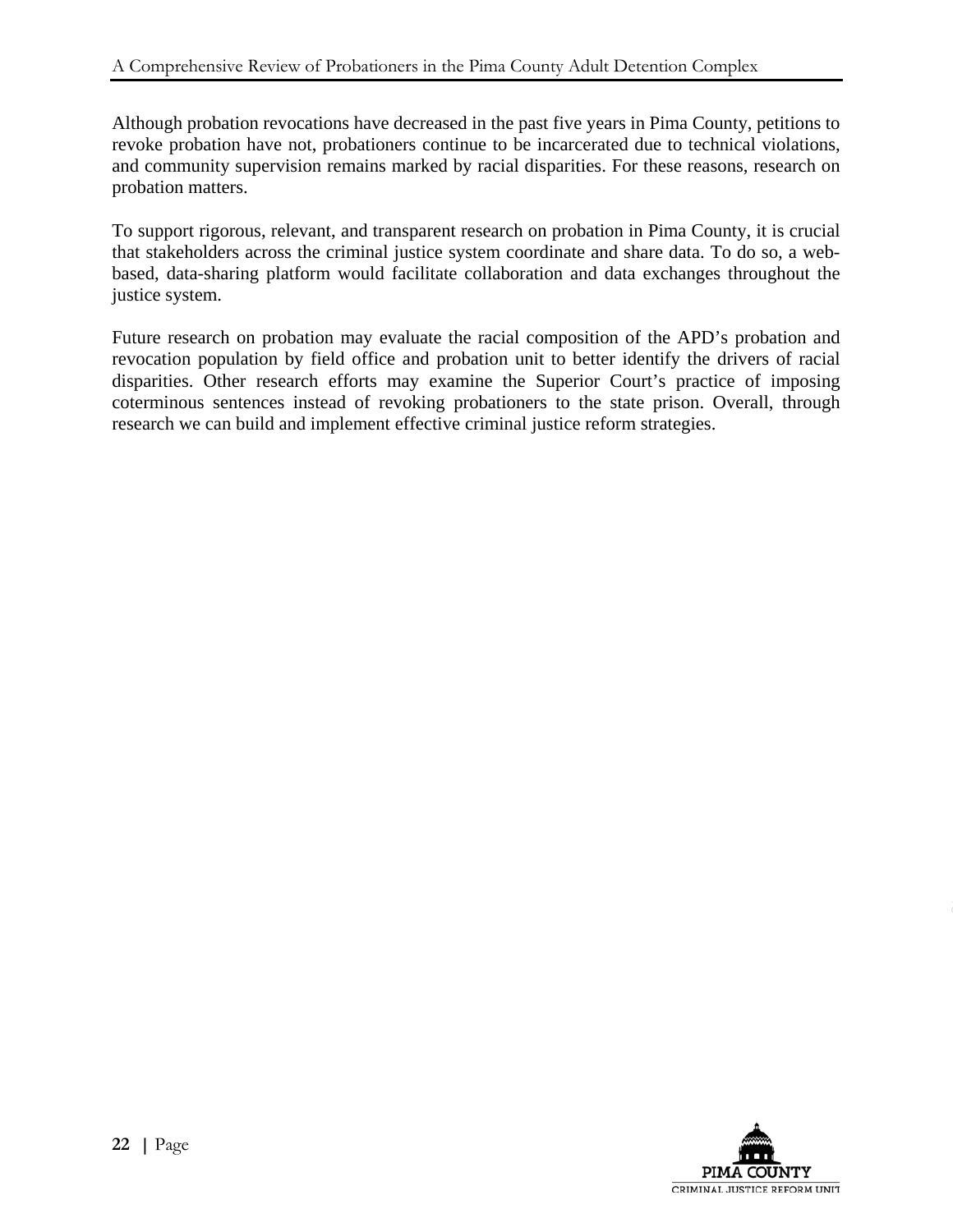Although probation revocations have decreased in the past five years in Pima County, petitions to revoke probation have not, probationers continue to be incarcerated due to technical violations, and community supervision remains marked by racial disparities. For these reasons, research on probation matters.

To support rigorous, relevant, and transparent research on probation in Pima County, it is crucial that stakeholders across the criminal justice system coordinate and share data. To do so, a web-based, data-sharing platform would facilitate collaboration and data exchanges throughout the justice system.

Future research on probation may evaluate the racial composition of the APD's probation and revocation population by field office and probation unit to better identify the drivers of racial disparities. Other research efforts may examine the Superior Court's practice of imposing coterminous sentences instead of revoking probationers to the state prison. Overall, through research we can build and implement effective criminal justice reform strategies.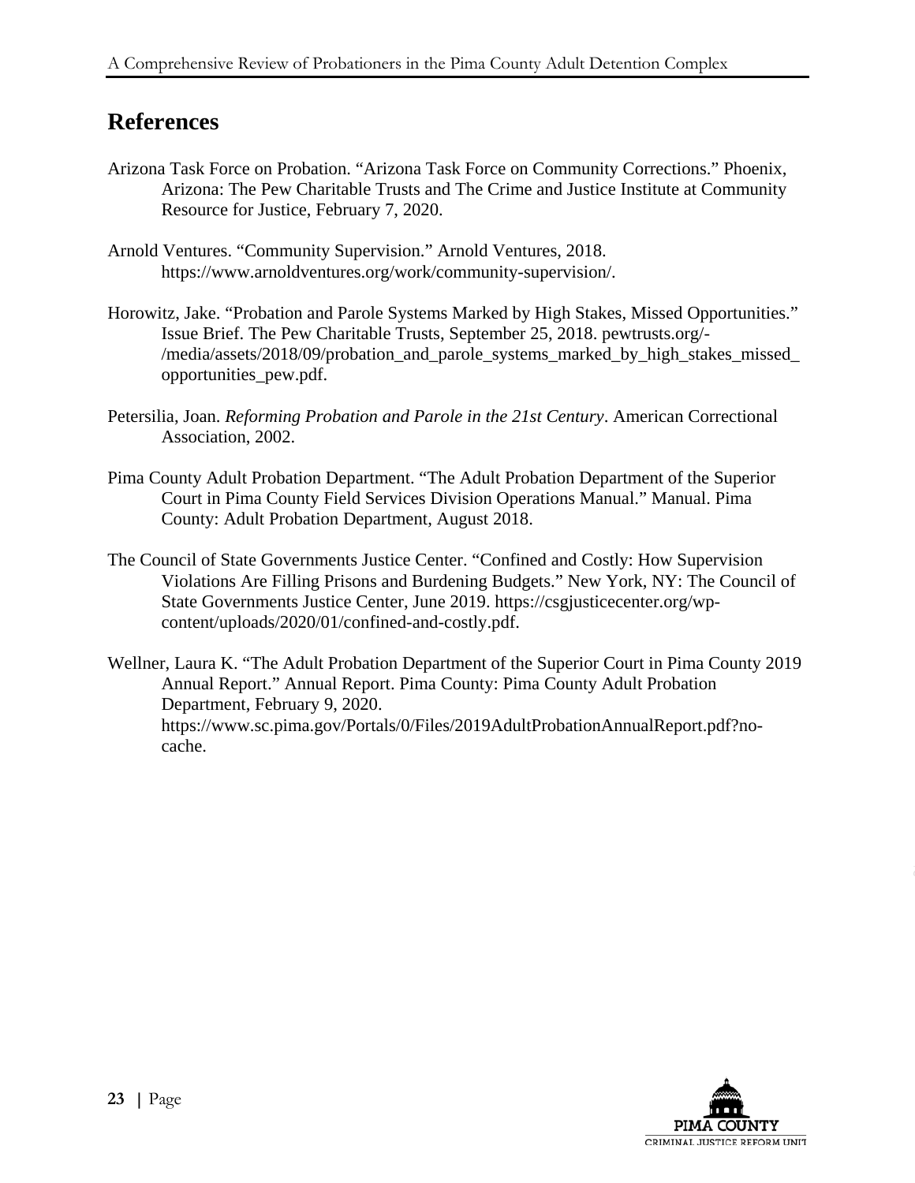## References

Arizona Task Force on Probation. "Arizona Task Force on Community Corrections." Phoenix, Arizona: The Pew Charitable Trusts and The Crime and Justice Institute at Community Resource for Justice, February 7, 2020.

Arnold Ventures. "Community Supervision." Arnold Ventures, 2018. https://www.arnoldventures.org/work/community-supervision/.

Horowitz, Jake. "Probation and Parole Systems Marked by High Stakes, Missed Opportunities." Issue Brief. The Pew Charitable Trusts, September 25, 2018. pewtrusts.org/-/media/assets/2018/09/probation_and_parole_systems_marked_by_high_stakes_missed_opportunities_pew.pdf.

Petersilia, Joan. *Reforming Probation and Parole in the 21st Century*. American Correctional Association, 2002.

Pima County Adult Probation Department. "The Adult Probation Department of the Superior Court in Pima County Field Services Division Operations Manual." Manual. Pima County: Adult Probation Department, August 2018.

The Council of State Governments Justice Center. "Confined and Costly: How Supervision Violations Are Filling Prisons and Burdening Budgets." New York, NY: The Council of State Governments Justice Center, June 2019. https://csgjusticecenter.org/wp-content/uploads/2020/01/confined-and-costly.pdf.

Wellner, Laura K. "The Adult Probation Department of the Superior Court in Pima County 2019 Annual Report." Annual Report. Pima County: Pima County Adult Probation Department, February 9, 2020. https://www.sc.pima.gov/Portals/0/Files/2019AdultProbationAnnualReport.pdf?no-cache.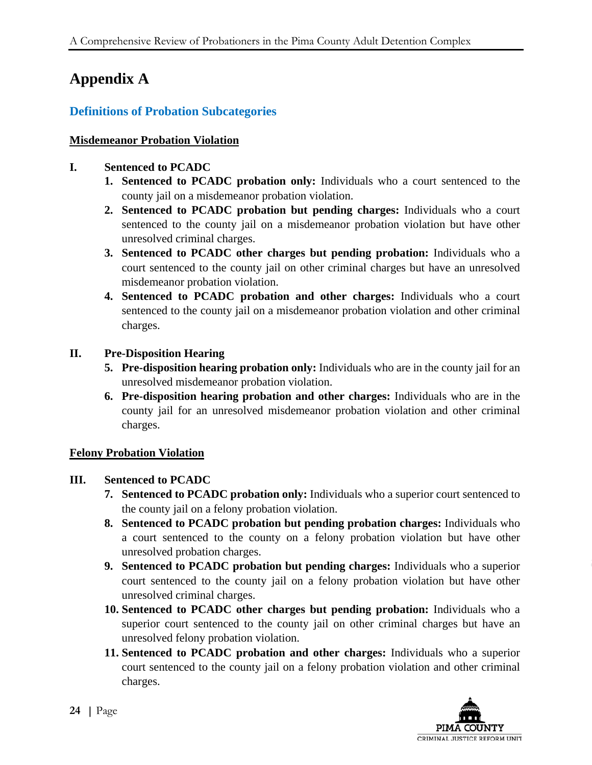# Appendix A

## Definitions of Probation Subcategories

**Misdemeanor Probation Violation**

**I. Sentenced to PCADC**

1. **Sentenced to PCADC probation only:** Individuals who a court sentenced to the county jail on a misdemeanor probation violation.
2. **Sentenced to PCADC probation but pending charges:** Individuals who a court sentenced to the county jail on a misdemeanor probation violation but have other unresolved criminal charges.
3. **Sentenced to PCADC other charges but pending probation:** Individuals who a court sentenced to the county jail on other criminal charges but have an unresolved misdemeanor probation violation.
4. **Sentenced to PCADC probation and other charges:** Individuals who a court sentenced to the county jail on a misdemeanor probation violation and other criminal charges.

**II. Pre-Disposition Hearing**

5. **Pre-disposition hearing probation only:** Individuals who are in the county jail for an unresolved misdemeanor probation violation.
6. **Pre-disposition hearing probation and other charges:** Individuals who are in the county jail for an unresolved misdemeanor probation violation and other criminal charges.

**Felony Probation Violation**

**III. Sentenced to PCADC**

7. **Sentenced to PCADC probation only:** Individuals who a superior court sentenced to the county jail on a felony probation violation.
8. **Sentenced to PCADC probation but pending probation charges:** Individuals who a court sentenced to the county on a felony probation violation but have other unresolved probation charges.
9. **Sentenced to PCADC probation but pending charges:** Individuals who a superior court sentenced to the county jail on a felony probation violation but have other unresolved criminal charges.
10. **Sentenced to PCADC other charges but pending probation:** Individuals who a superior court sentenced to the county jail on other criminal charges but have an unresolved felony probation violation.
11. **Sentenced to PCADC probation and other charges:** Individuals who a superior court sentenced to the county jail on a felony probation violation and other criminal charges.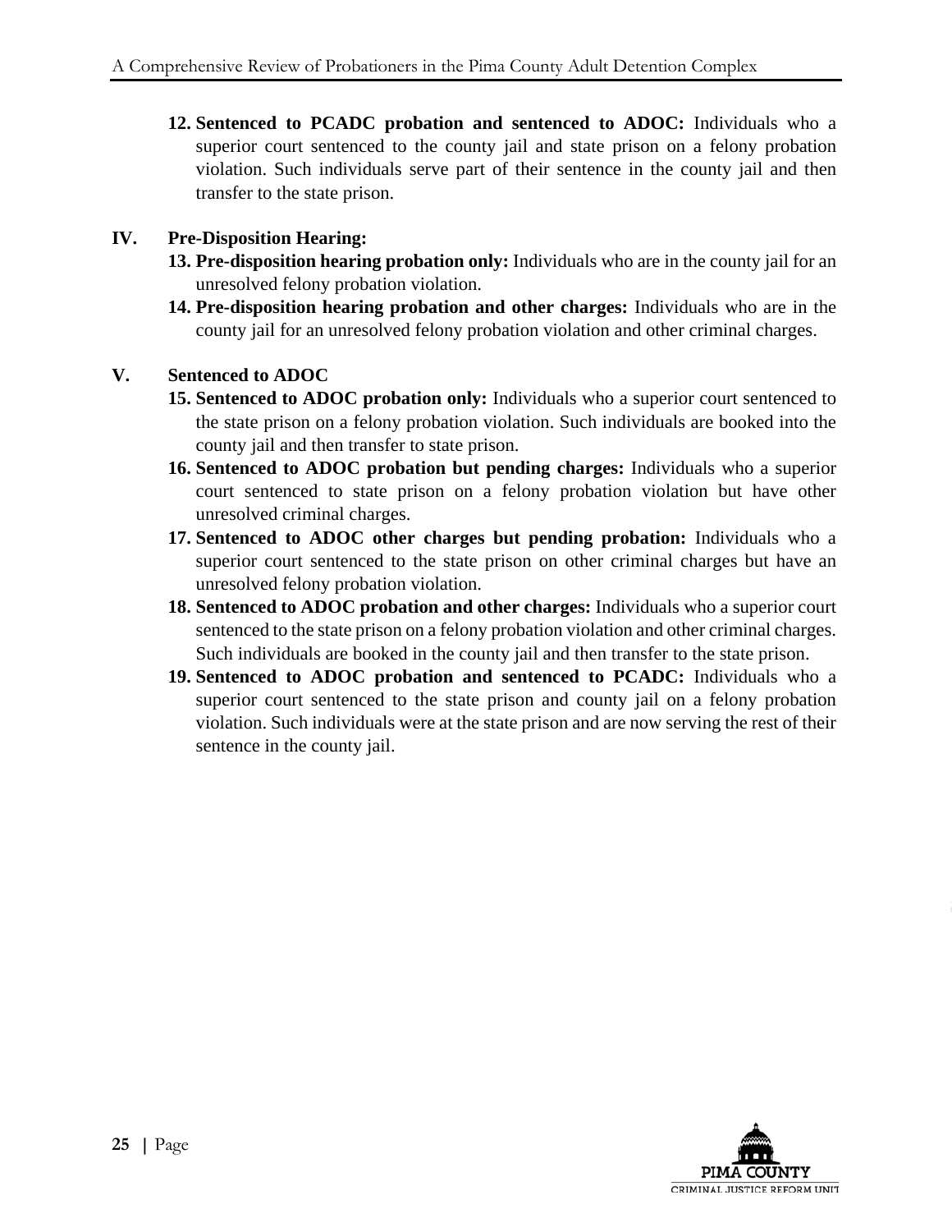12. **Sentenced to PCADC probation and sentenced to ADOC:** Individuals who a superior court sentenced to the county jail and state prison on a felony probation violation. Such individuals serve part of their sentence in the county jail and then transfer to the state prison.

**IV. Pre-Disposition Hearing:**

13. **Pre-disposition hearing probation only:** Individuals who are in the county jail for an unresolved felony probation violation.
14. **Pre-disposition hearing probation and other charges:** Individuals who are in the county jail for an unresolved felony probation violation and other criminal charges.

**V. Sentenced to ADOC**

15. **Sentenced to ADOC probation only:** Individuals who a superior court sentenced to the state prison on a felony probation violation. Such individuals are booked into the county jail and then transfer to state prison.
16. **Sentenced to ADOC probation but pending charges:** Individuals who a superior court sentenced to state prison on a felony probation violation but have other unresolved criminal charges.
17. **Sentenced to ADOC other charges but pending probation:** Individuals who a superior court sentenced to the state prison on other criminal charges but have an unresolved felony probation violation.
18. **Sentenced to ADOC probation and other charges:** Individuals who a superior court sentenced to the state prison on a felony probation violation and other criminal charges. Such individuals are booked in the county jail and then transfer to the state prison.
19. **Sentenced to ADOC probation and sentenced to PCADC:** Individuals who a superior court sentenced to the state prison and county jail on a felony probation violation. Such individuals were at the state prison and are now serving the rest of their sentence in the county jail.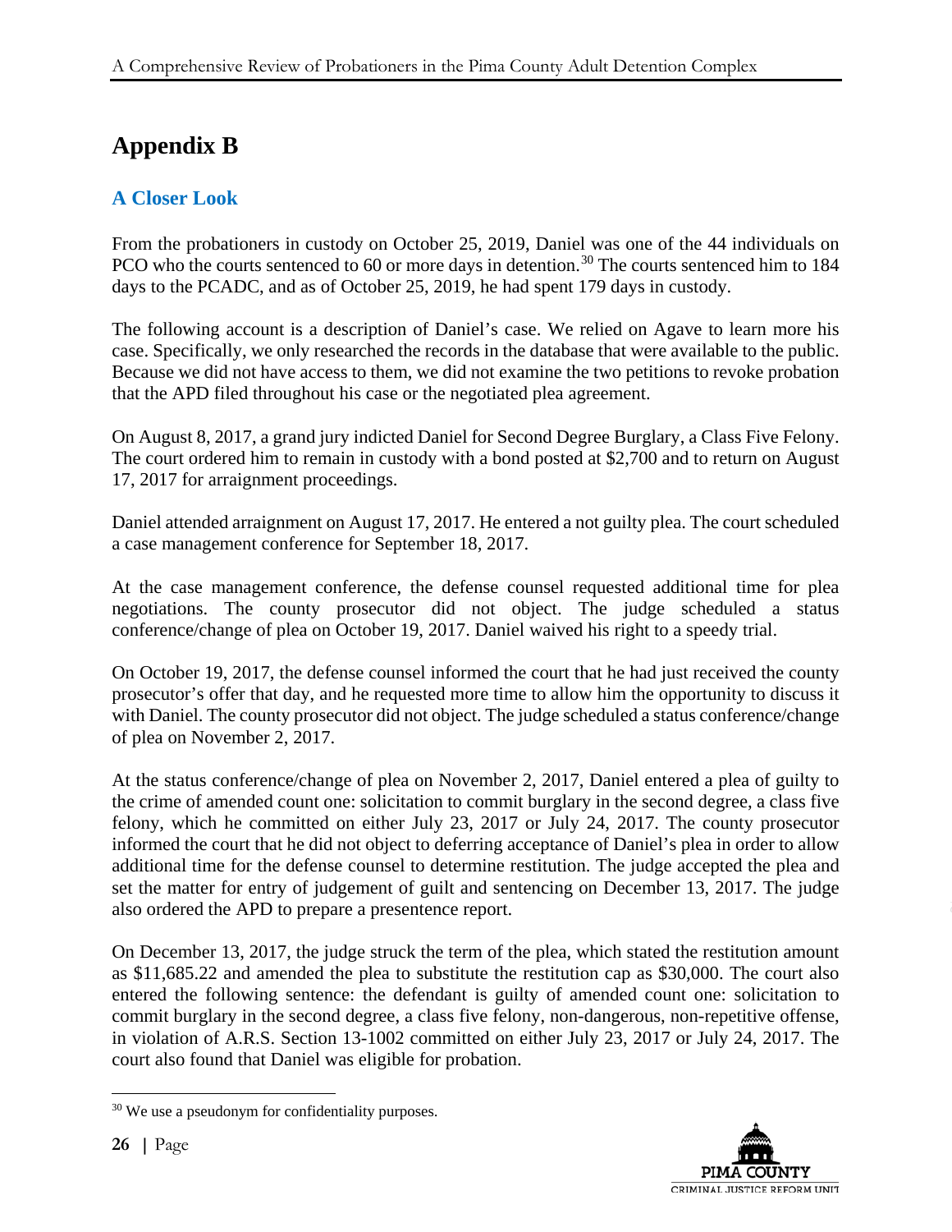# Appendix B

## A Closer Look

From the probationers in custody on October 25, 2019, Daniel was one of the 44 individuals on PCO who the courts sentenced to 60 or more days in detention.[30] The courts sentenced him to 184 days to the PCADC, and as of October 25, 2019, he had spent 179 days in custody.

The following account is a description of Daniel's case. We relied on Agave to learn more his case. Specifically, we only researched the records in the database that were available to the public. Because we did not have access to them, we did not examine the two petitions to revoke probation that the APD filed throughout his case or the negotiated plea agreement.

On August 8, 2017, a grand jury indicted Daniel for Second Degree Burglary, a Class Five Felony. The court ordered him to remain in custody with a bond posted at $2,700 and to return on August 17, 2017 for arraignment proceedings.

Daniel attended arraignment on August 17, 2017. He entered a not guilty plea. The court scheduled a case management conference for September 18, 2017.

At the case management conference, the defense counsel requested additional time for plea negotiations. The county prosecutor did not object. The judge scheduled a status conference/change of plea on October 19, 2017. Daniel waived his right to a speedy trial.

On October 19, 2017, the defense counsel informed the court that he had just received the county prosecutor's offer that day, and he requested more time to allow him the opportunity to discuss it with Daniel. The county prosecutor did not object. The judge scheduled a status conference/change of plea on November 2, 2017.

At the status conference/change of plea on November 2, 2017, Daniel entered a plea of guilty to the crime of amended count one: solicitation to commit burglary in the second degree, a class five felony, which he committed on either July 23, 2017 or July 24, 2017. The county prosecutor informed the court that he did not object to deferring acceptance of Daniel's plea in order to allow additional time for the defense counsel to determine restitution. The judge accepted the plea and set the matter for entry of judgement of guilt and sentencing on December 13, 2017. The judge also ordered the APD to prepare a presentence report.

On December 13, 2017, the judge struck the term of the plea, which stated the restitution amount as $11,685.22 and amended the plea to substitute the restitution cap as $30,000. The court also entered the following sentence: the defendant is guilty of amended count one: solicitation to commit burglary in the second degree, a class five felony, non-dangerous, non-repetitive offense, in violation of A.R.S. Section 13-1002 committed on either July 23, 2017 or July 24, 2017. The court also found that Daniel was eligible for probation.

[30] We use a pseudonym for confidentiality purposes.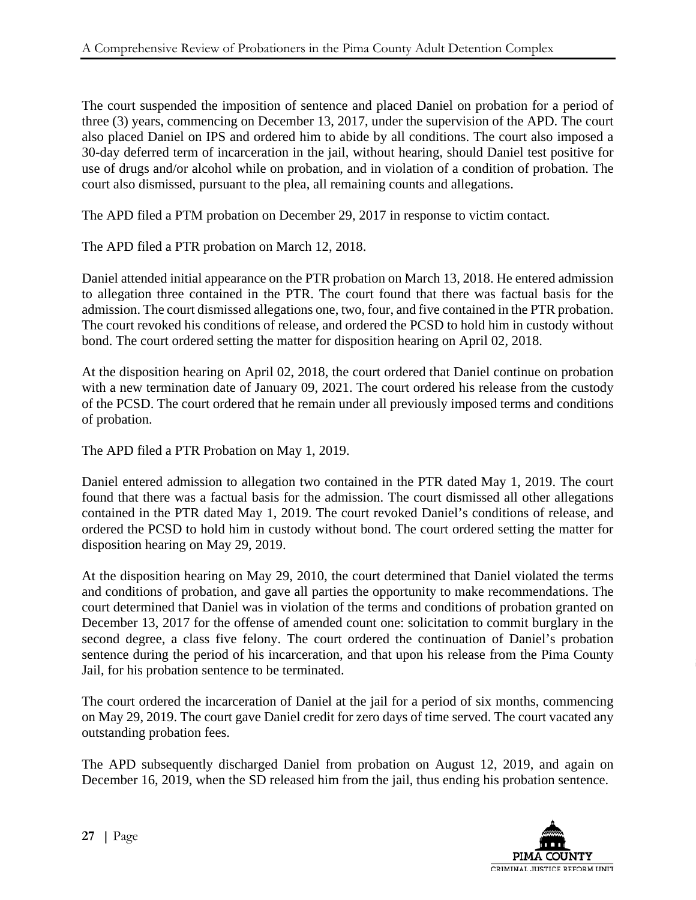The court suspended the imposition of sentence and placed Daniel on probation for a period of three (3) years, commencing on December 13, 2017, under the supervision of the APD. The court also placed Daniel on IPS and ordered him to abide by all conditions. The court also imposed a 30-day deferred term of incarceration in the jail, without hearing, should Daniel test positive for use of drugs and/or alcohol while on probation, and in violation of a condition of probation. The court also dismissed, pursuant to the plea, all remaining counts and allegations.

The APD filed a PTM probation on December 29, 2017 in response to victim contact.

The APD filed a PTR probation on March 12, 2018.

Daniel attended initial appearance on the PTR probation on March 13, 2018. He entered admission to allegation three contained in the PTR. The court found that there was factual basis for the admission. The court dismissed allegations one, two, four, and five contained in the PTR probation. The court revoked his conditions of release, and ordered the PCSD to hold him in custody without bond. The court ordered setting the matter for disposition hearing on April 02, 2018.

At the disposition hearing on April 02, 2018, the court ordered that Daniel continue on probation with a new termination date of January 09, 2021. The court ordered his release from the custody of the PCSD. The court ordered that he remain under all previously imposed terms and conditions of probation.

The APD filed a PTR Probation on May 1, 2019.

Daniel entered admission to allegation two contained in the PTR dated May 1, 2019. The court found that there was a factual basis for the admission. The court dismissed all other allegations contained in the PTR dated May 1, 2019. The court revoked Daniel's conditions of release, and ordered the PCSD to hold him in custody without bond. The court ordered setting the matter for disposition hearing on May 29, 2019.

At the disposition hearing on May 29, 2010, the court determined that Daniel violated the terms and conditions of probation, and gave all parties the opportunity to make recommendations. The court determined that Daniel was in violation of the terms and conditions of probation granted on December 13, 2017 for the offense of amended count one: solicitation to commit burglary in the second degree, a class five felony. The court ordered the continuation of Daniel's probation sentence during the period of his incarceration, and that upon his release from the Pima County Jail, for his probation sentence to be terminated.

The court ordered the incarceration of Daniel at the jail for a period of six months, commencing on May 29, 2019. The court gave Daniel credit for zero days of time served. The court vacated any outstanding probation fees.

The APD subsequently discharged Daniel from probation on August 12, 2019, and again on December 16, 2019, when the SD released him from the jail, thus ending his probation sentence.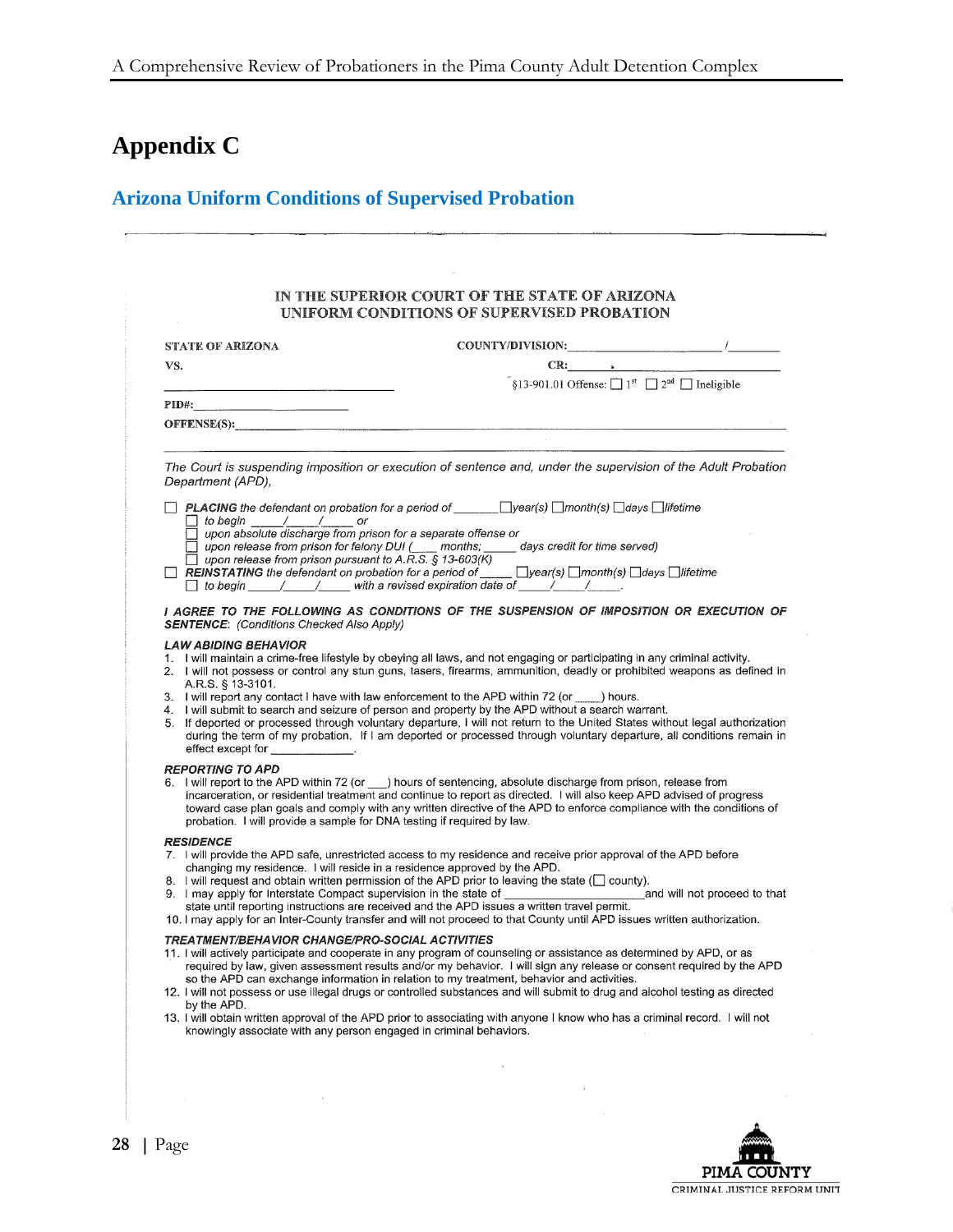# Appendix C

## Arizona Uniform Conditions of Supervised Probation

IN THE SUPERIOR COURT OF THE STATE OF ARIZONA
UNIFORM CONDITIONS OF SUPERVISED PROBATION

STATE OF ARIZONA

COUNTY/DIVISION: ______________________ / ________

VS.

CR: ______________________________

______________________________

§13-901.01 Offense: ☐ 1st ☐ 2nd ☐ Ineligible

PID#: ______________________

OFFENSE(S): ________________________________________________

*The Court is suspending imposition or execution of sentence and, under the supervision of the Adult Probation Department (APD),*

☐ ***PLACING*** *the defendant on probation for a period of _______ ☐year(s) ☐month(s) ☐days ☐lifetime*
- ☐ *to begin _____/_____/_____ or*
- ☐ *upon absolute discharge from prison for a separate offense or*
- ☐ *upon release from prison for felony DUI (____ months; _____ days credit for time served)*
- ☐ *upon release from prison pursuant to A.R.S. § 13-603(K)*

☐ ***REINSTATING*** *the defendant on probation for a period of _____ ☐year(s) ☐month(s) ☐days ☐lifetime*
- ☐ *to begin _____/_____/_____ with a revised expiration date of _____/_____/_____.*

***I AGREE TO THE FOLLOWING AS CONDITIONS OF THE SUSPENSION OF IMPOSITION OR EXECUTION OF SENTENCE****: (Conditions Checked Also Apply)*

***LAW ABIDING BEHAVIOR***

1. I will maintain a crime-free lifestyle by obeying all laws, and not engaging or participating in any criminal activity.
2. I will not possess or control any stun guns, tasers, firearms, ammunition, deadly or prohibited weapons as defined in A.R.S. § 13-3101.
3. I will report any contact I have with law enforcement to the APD within 72 (or ____) hours.
4. I will submit to search and seizure of person and property by the APD without a search warrant.
5. If deported or processed through voluntary departure, I will not return to the United States without legal authorization during the term of my probation. If I am deported or processed through voluntary departure, all conditions remain in effect except for _____________.

***REPORTING TO APD***

6. I will report to the APD within 72 (or ___) hours of sentencing, absolute discharge from prison, release from incarceration, or residential treatment and continue to report as directed. I will also keep APD advised of progress toward case plan goals and comply with any written directive of the APD to enforce compliance with the conditions of probation. I will provide a sample for DNA testing if required by law.

***RESIDENCE***

7. I will provide the APD safe, unrestricted access to my residence and receive prior approval of the APD before changing my residence. I will reside in a residence approved by the APD.
8. I will request and obtain written permission of the APD prior to leaving the state (☐ county).
9. I may apply for Interstate Compact supervision in the state of ______________________ and will not proceed to that state until reporting instructions are received and the APD issues a written travel permit.
10. I may apply for an Inter-County transfer and will not proceed to that County until APD issues written authorization.

***TREATMENT/BEHAVIOR CHANGE/PRO-SOCIAL ACTIVITIES***

11. I will actively participate and cooperate in any program of counseling or assistance as determined by APD, or as required by law, given assessment results and/or my behavior. I will sign any release or consent required by the APD so the APD can exchange information in relation to my treatment, behavior and activities.
12. I will not possess or use illegal drugs or controlled substances and will submit to drug and alcohol testing as directed by the APD.
13. I will obtain written approval of the APD prior to associating with anyone I know who has a criminal record. I will not knowingly associate with any person engaged in criminal behaviors.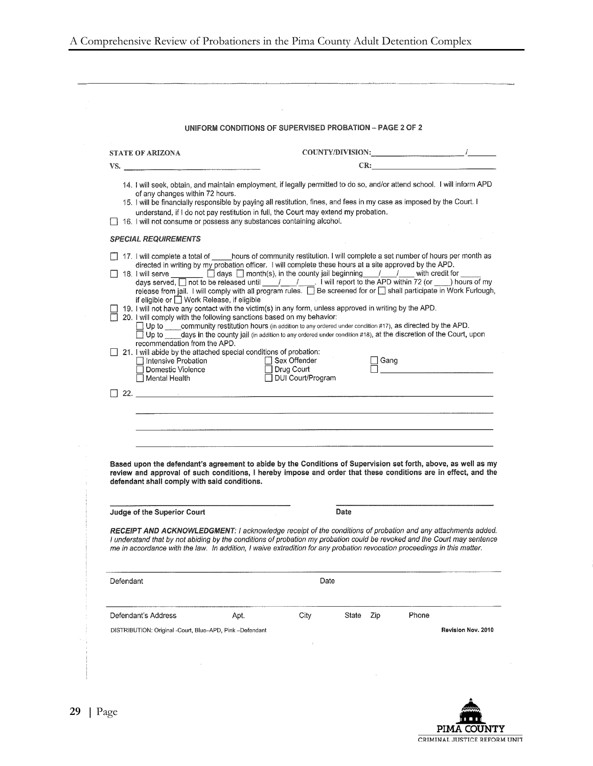**UNIFORM CONDITIONS OF SUPERVISED PROBATION – PAGE 2 OF 2**

STATE OF ARIZONA COUNTY/DIVISION: ______________ / ______

VS. ______________________ CR: ______________________

14. I will seek, obtain, and maintain employment, if legally permitted to do so, and/or attend school. I will inform APD of any changes within 72 hours.
15. I will be financially responsible by paying all restitution, fines, and fees in my case as imposed by the Court. I understand, if I do not pay restitution in full, the Court may extend my probation.

☐ 16. I will not consume or possess any substances containing alcohol.

***SPECIAL REQUIREMENTS***

☐ 17. I will complete a total of _____ hours of community restitution. I will complete a set number of hours per month as directed in writing by my probation officer. I will complete these hours at a site approved by the APD.

☐ 18. I will serve ________ ☐ days ☐ month(s), in the county jail beginning ___/___/___ with credit for _____ days served, ☐ not to be released until ___/___/___. I will report to the APD within 72 (or ____) hours of my release from jail. I will comply with all program rules. ☐ Be screened for or ☐ shall participate in Work Furlough, if eligible or ☐ Work Release, if eligible

☐ 19. I will not have any contact with the victim(s) in any form, unless approved in writing by the APD.

☐ 20. I will comply with the following sanctions based on my behavior:
- ☐ Up to ____community restitution hours (in addition to any ordered under condition #17), as directed by the APD.
- ☐ Up to ____days in the county jail (in addition to any ordered under condition #18), at the discretion of the Court, upon recommendation from the APD.

☐ 21. I will abide by the attached special conditions of probation:

| | | |
|---|---|---|
| ☐ Intensive Probation | ☐ Sex Offender | ☐ Gang |
| ☐ Domestic Violence | ☐ Drug Court | ☐ ______________ |
| ☐ Mental Health | ☐ DUI Court/Program | |

☐ 22. ______________________________________________

**Based upon the defendant's agreement to abide by the Conditions of Supervision set forth, above, as well as my review and approval of such conditions, I hereby impose and order that these conditions are in effect, and the defendant shall comply with said conditions.**

**Judge of the Superior Court** **Date**

***RECEIPT AND ACKNOWLEDGMENT:*** *I acknowledge receipt of the conditions of probation and any attachments added. I understand that by not abiding by the conditions of probation my probation could be revoked and the Court may sentence me in accordance with the law. In addition, I waive extradition for any probation revocation proceedings in this matter.*

Defendant Date

Defendant's Address Apt. City State Zip Phone

DISTRIBUTION: Original -Court, Blue–APD, Pink –Defendant **Revision Nov. 2010**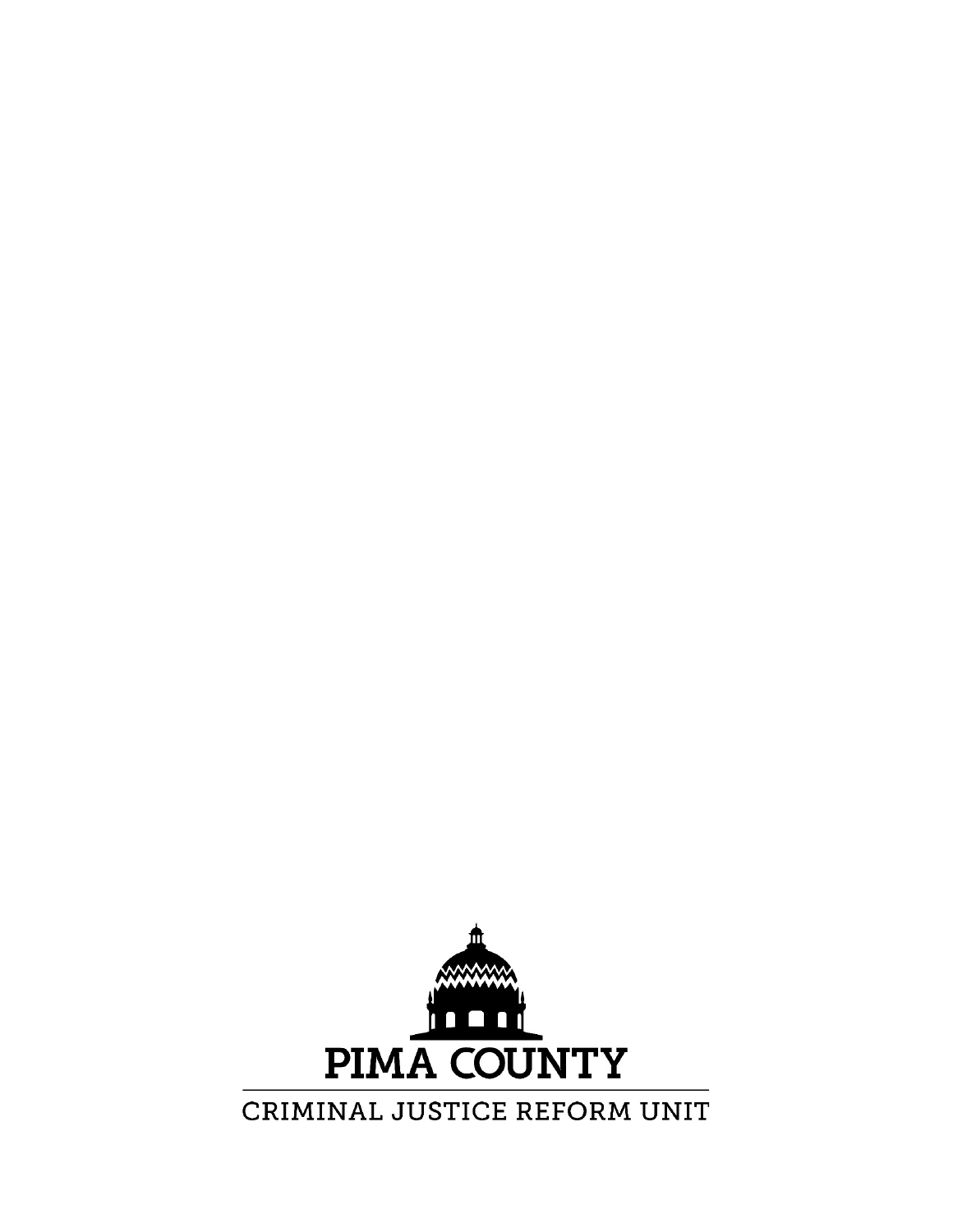PIMA COUNTY

CRIMINAL JUSTICE REFORM UNIT